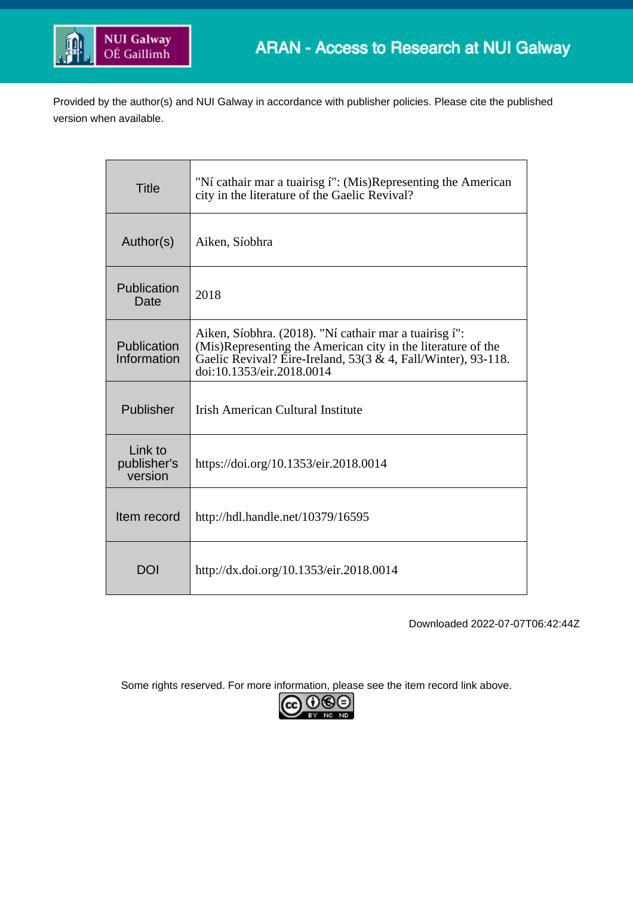ARAN - Access to Research at NUI Galway

Provided by the author(s) and NUI Galway in accordance with publisher policies. Please cite the published version when available.

| | |
|---|---|
| Title | "Ní cathair mar a tuairisg í": (Mis)Representing the American city in the literature of the Gaelic Revival? |
| Author(s) | Aiken, Síobhra |
| Publication Date | 2018 |
| Publication Information | Aiken, Síobhra. (2018). "Ní cathair mar a tuairisg í": (Mis)Representing the American city in the literature of the Gaelic Revival? Éire-Ireland, 53(3 & 4, Fall/Winter), 93-118. doi:10.1353/eir.2018.0014 |
| Publisher | Irish American Cultural Institute |
| Link to publisher's version | https://doi.org/10.1353/eir.2018.0014 |
| Item record | http://hdl.handle.net/10379/16595 |
| DOI | http://dx.doi.org/10.1353/eir.2018.0014 |

Downloaded 2022-07-07T06:42:44Z

Some rights reserved. For more information, please see the item record link above.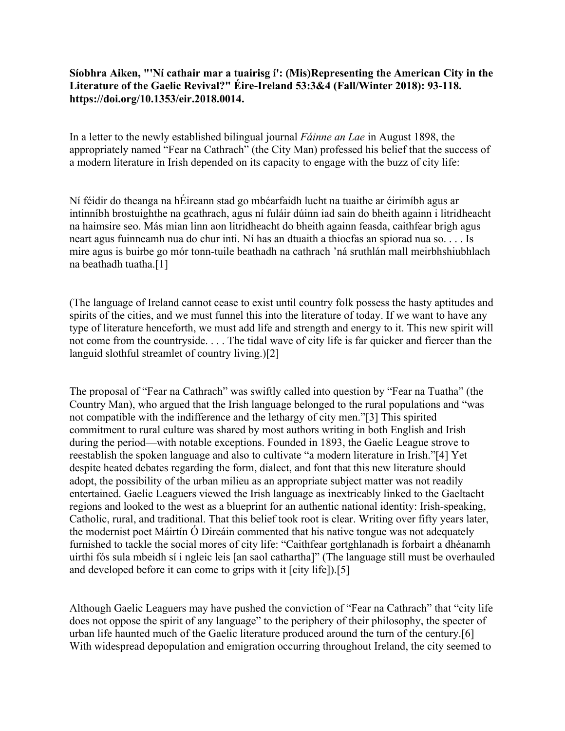**Síobhra Aiken, "'Ní cathair mar a tuairisg í': (Mis)Representing the American City in the Literature of the Gaelic Revival?" Éire-Ireland 53:3&4 (Fall/Winter 2018): 93-118. https://doi.org/10.1353/eir.2018.0014.**

In a letter to the newly established bilingual journal *Fáinne an Lae* in August 1898, the appropriately named "Fear na Cathrach" (the City Man) professed his belief that the success of a modern literature in Irish depended on its capacity to engage with the buzz of city life:

Ní féidir do theanga na hÉireann stad go mbéarfaidh lucht na tuaithe ar éirimíbh agus ar intinníbh brostuighthe na gcathrach, agus ní fuláir dúinn iad sain do bheith againn i litridheacht na haimsire seo. Más mian linn aon litridheacht do bheith againn feasda, caithfear brigh agus neart agus fuinneamh nua do chur inti. Ní has an dtuaith a thiocfas an spiorad nua so. . . . Is mire agus is buirbe go mór tonn-tuile beathadh na cathrach 'ná sruthlán mall meirbhshiubhlach na beathadh tuatha.[1]

(The language of Ireland cannot cease to exist until country folk possess the hasty aptitudes and spirits of the cities, and we must funnel this into the literature of today. If we want to have any type of literature henceforth, we must add life and strength and energy to it. This new spirit will not come from the countryside. . . . The tidal wave of city life is far quicker and fiercer than the languid slothful streamlet of country living.)[2]

The proposal of "Fear na Cathrach" was swiftly called into question by "Fear na Tuatha" (the Country Man), who argued that the Irish language belonged to the rural populations and "was not compatible with the indifference and the lethargy of city men."[3] This spirited commitment to rural culture was shared by most authors writing in both English and Irish during the period—with notable exceptions. Founded in 1893, the Gaelic League strove to reestablish the spoken language and also to cultivate "a modern literature in Irish."[4] Yet despite heated debates regarding the form, dialect, and font that this new literature should adopt, the possibility of the urban milieu as an appropriate subject matter was not readily entertained. Gaelic Leaguers viewed the Irish language as inextricably linked to the Gaeltacht regions and looked to the west as a blueprint for an authentic national identity: Irish-speaking, Catholic, rural, and traditional. That this belief took root is clear. Writing over fifty years later, the modernist poet Máirtín Ó Direáin commented that his native tongue was not adequately furnished to tackle the social mores of city life: "Caithfear gortghlanadh is forbairt a dhéanamh uirthi fós sula mbeidh sí i ngleic leis [an saol cathartha]" (The language still must be overhauled and developed before it can come to grips with it [city life]).[5]

Although Gaelic Leaguers may have pushed the conviction of "Fear na Cathrach" that "city life does not oppose the spirit of any language" to the periphery of their philosophy, the specter of urban life haunted much of the Gaelic literature produced around the turn of the century.[6] With widespread depopulation and emigration occurring throughout Ireland, the city seemed to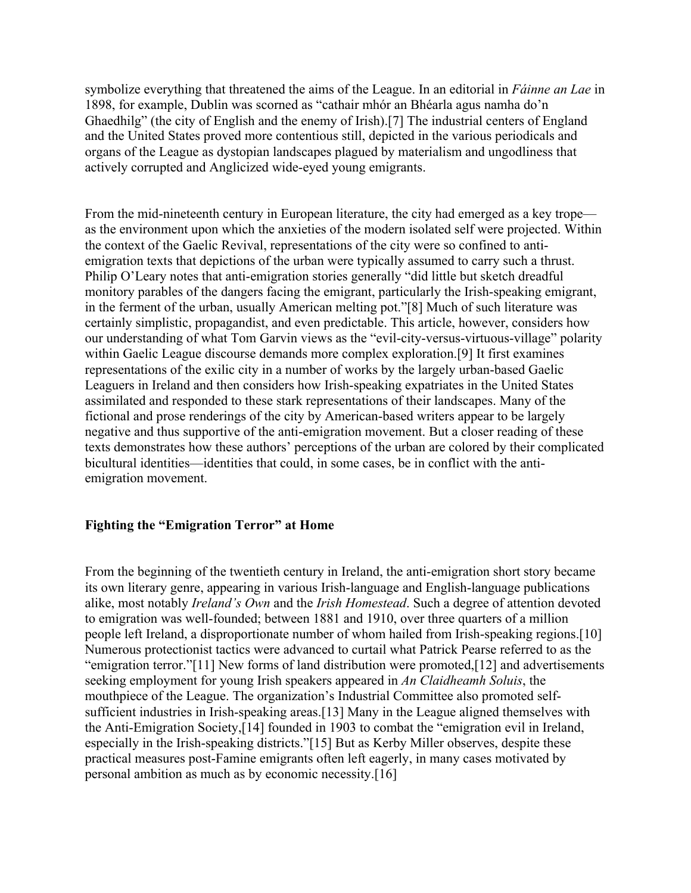symbolize everything that threatened the aims of the League. In an editorial in *Fáinne an Lae* in 1898, for example, Dublin was scorned as "cathair mhór an Bhéarla agus namha do'n Ghaedhilg" (the city of English and the enemy of Irish).[7] The industrial centers of England and the United States proved more contentious still, depicted in the various periodicals and organs of the League as dystopian landscapes plagued by materialism and ungodliness that actively corrupted and Anglicized wide-eyed young emigrants.

From the mid-nineteenth century in European literature, the city had emerged as a key trope—as the environment upon which the anxieties of the modern isolated self were projected. Within the context of the Gaelic Revival, representations of the city were so confined to anti-emigration texts that depictions of the urban were typically assumed to carry such a thrust. Philip O'Leary notes that anti-emigration stories generally "did little but sketch dreadful monitory parables of the dangers facing the emigrant, particularly the Irish-speaking emigrant, in the ferment of the urban, usually American melting pot."[8] Much of such literature was certainly simplistic, propagandist, and even predictable. This article, however, considers how our understanding of what Tom Garvin views as the "evil-city-versus-virtuous-village" polarity within Gaelic League discourse demands more complex exploration.[9] It first examines representations of the exilic city in a number of works by the largely urban-based Gaelic Leaguers in Ireland and then considers how Irish-speaking expatriates in the United States assimilated and responded to these stark representations of their landscapes. Many of the fictional and prose renderings of the city by American-based writers appear to be largely negative and thus supportive of the anti-emigration movement. But a closer reading of these texts demonstrates how these authors' perceptions of the urban are colored by their complicated bicultural identities—identities that could, in some cases, be in conflict with the anti-emigration movement.

## Fighting the "Emigration Terror" at Home

From the beginning of the twentieth century in Ireland, the anti-emigration short story became its own literary genre, appearing in various Irish-language and English-language publications alike, most notably *Ireland's Own* and the *Irish Homestead*. Such a degree of attention devoted to emigration was well-founded; between 1881 and 1910, over three quarters of a million people left Ireland, a disproportionate number of whom hailed from Irish-speaking regions.[10] Numerous protectionist tactics were advanced to curtail what Patrick Pearse referred to as the "emigration terror."[11] New forms of land distribution were promoted,[12] and advertisements seeking employment for young Irish speakers appeared in *An Claidheamh Soluis*, the mouthpiece of the League. The organization's Industrial Committee also promoted self-sufficient industries in Irish-speaking areas.[13] Many in the League aligned themselves with the Anti-Emigration Society,[14] founded in 1903 to combat the "emigration evil in Ireland, especially in the Irish-speaking districts."[15] But as Kerby Miller observes, despite these practical measures post-Famine emigrants often left eagerly, in many cases motivated by personal ambition as much as by economic necessity.[16]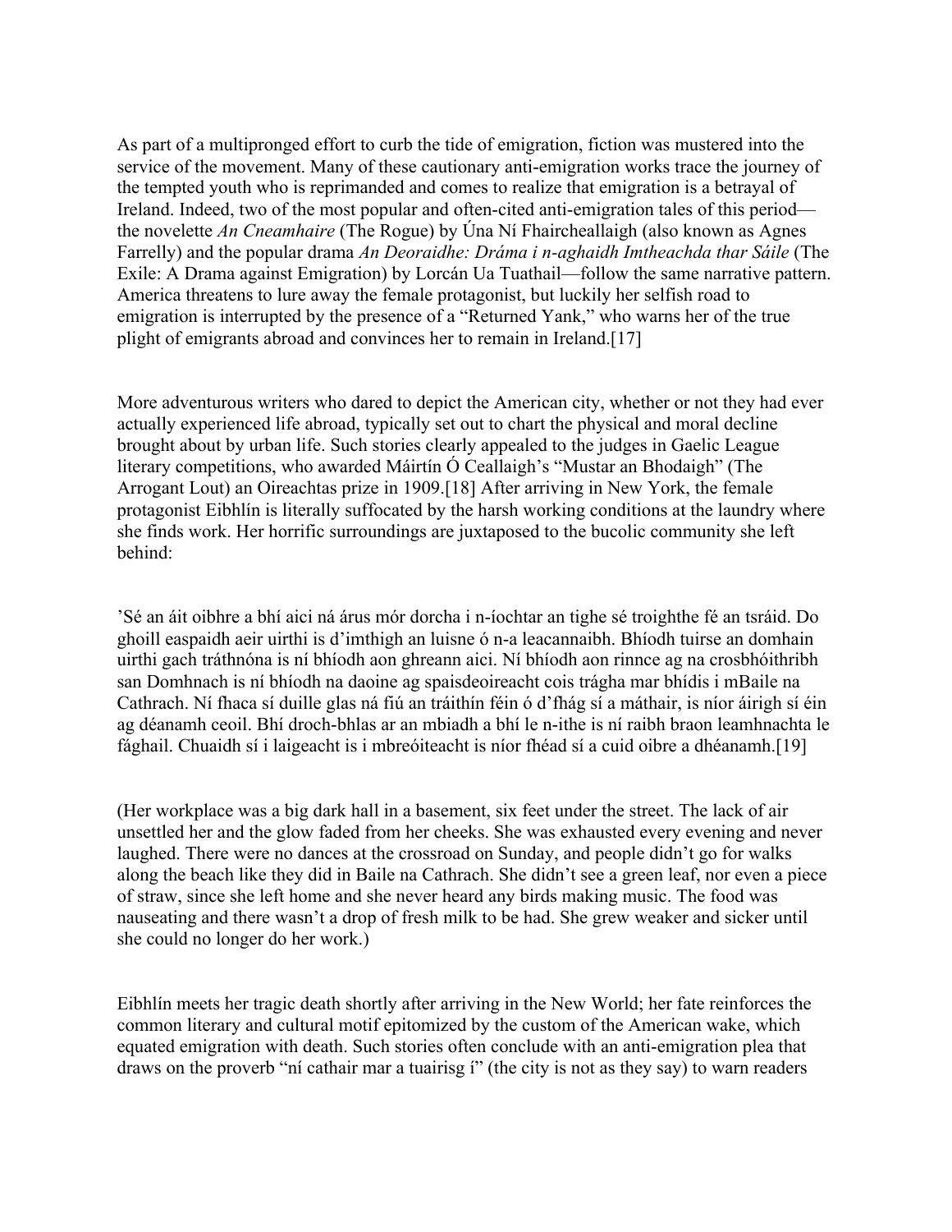As part of a multipronged effort to curb the tide of emigration, fiction was mustered into the service of the movement. Many of these cautionary anti-emigration works trace the journey of the tempted youth who is reprimanded and comes to realize that emigration is a betrayal of Ireland. Indeed, two of the most popular and often-cited anti-emigration tales of this period—the novelette *An Cneamhaire* (The Rogue) by Úna Ní Fhaircheallaigh (also known as Agnes Farrelly) and the popular drama *An Deoraidhe: Dráma i n-aghaidh Imtheachda thar Sáile* (The Exile: A Drama against Emigration) by Lorcán Ua Tuathail—follow the same narrative pattern. America threatens to lure away the female protagonist, but luckily her selfish road to emigration is interrupted by the presence of a "Returned Yank," who warns her of the true plight of emigrants abroad and convinces her to remain in Ireland.[17]

More adventurous writers who dared to depict the American city, whether or not they had ever actually experienced life abroad, typically set out to chart the physical and moral decline brought about by urban life. Such stories clearly appealed to the judges in Gaelic League literary competitions, who awarded Máirtín Ó Ceallaigh's "Mustar an Bhodaigh" (The Arrogant Lout) an Oireachtas prize in 1909.[18] After arriving in New York, the female protagonist Eibhlín is literally suffocated by the harsh working conditions at the laundry where she finds work. Her horrific surroundings are juxtaposed to the bucolic community she left behind:

'Sé an áit oibhre a bhí aici ná árus mór dorcha i n-íochtar an tighe sé troighthe fé an tsráid. Do ghoill easpaidh aeir uirthi is d'imthigh an luisne ó n-a leacannaibh. Bhíodh tuirse an domhain uirthi gach tráthnóna is ní bhíodh aon ghreann aici. Ní bhíodh aon rinnce ag na crosbhóithribh san Domhnach is ní bhíodh na daoine ag spaisdeoireacht cois trágha mar bhídis i mBaile na Cathrach. Ní fhaca sí duille glas ná fiú an tráithín féin ó d'fhág sí a máthair, is níor áirigh sí éin ag déanamh ceoil. Bhí droch-bhlas ar an mbiadh a bhí le n-ithe is ní raibh braon leamhnachta le fághail. Chuaidh sí i laigeacht is i mbreóiteacht is níor fhéad sí a cuid oibre a dhéanamh.[19]

(Her workplace was a big dark hall in a basement, six feet under the street. The lack of air unsettled her and the glow faded from her cheeks. She was exhausted every evening and never laughed. There were no dances at the crossroad on Sunday, and people didn't go for walks along the beach like they did in Baile na Cathrach. She didn't see a green leaf, nor even a piece of straw, since she left home and she never heard any birds making music. The food was nauseating and there wasn't a drop of fresh milk to be had. She grew weaker and sicker until she could no longer do her work.)

Eibhlín meets her tragic death shortly after arriving in the New World; her fate reinforces the common literary and cultural motif epitomized by the custom of the American wake, which equated emigration with death. Such stories often conclude with an anti-emigration plea that draws on the proverb "ní cathair mar a tuairisg í" (the city is not as they say) to warn readers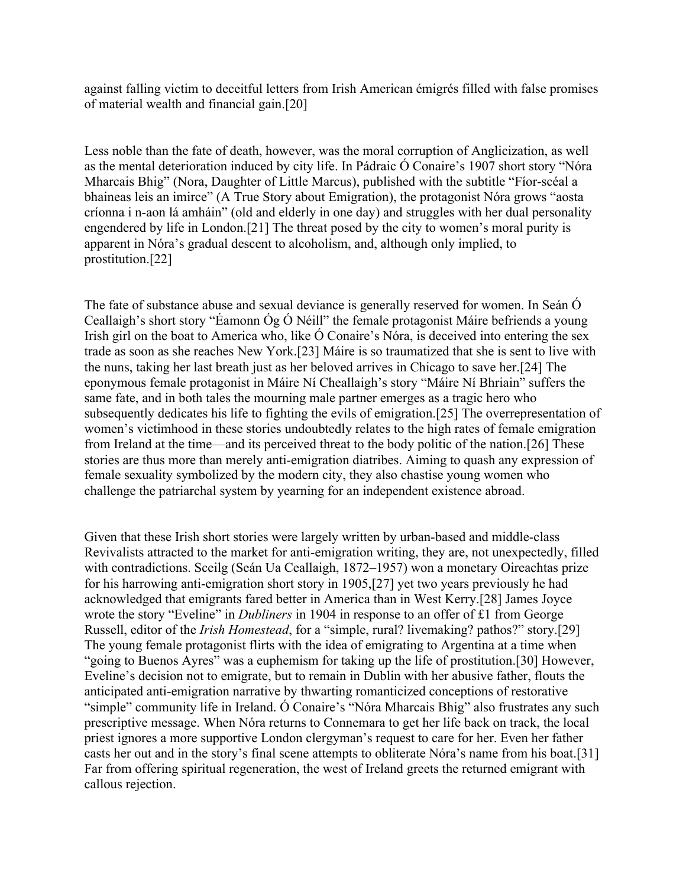against falling victim to deceitful letters from Irish American émigrés filled with false promises of material wealth and financial gain.[20]

Less noble than the fate of death, however, was the moral corruption of Anglicization, as well as the mental deterioration induced by city life. In Pádraic Ó Conaire's 1907 short story "Nóra Mharcais Bhig" (Nora, Daughter of Little Marcus), published with the subtitle "Fíor-scéal a bhaineas leis an imirce" (A True Story about Emigration), the protagonist Nóra grows "aosta críonna i n-aon lá amháin" (old and elderly in one day) and struggles with her dual personality engendered by life in London.[21] The threat posed by the city to women's moral purity is apparent in Nóra's gradual descent to alcoholism, and, although only implied, to prostitution.[22]

The fate of substance abuse and sexual deviance is generally reserved for women. In Seán Ó Ceallaigh's short story "Éamonn Óg Ó Néill" the female protagonist Máire befriends a young Irish girl on the boat to America who, like Ó Conaire's Nóra, is deceived into entering the sex trade as soon as she reaches New York.[23] Máire is so traumatized that she is sent to live with the nuns, taking her last breath just as her beloved arrives in Chicago to save her.[24] The eponymous female protagonist in Máire Ní Cheallaigh's story "Máire Ní Bhriain" suffers the same fate, and in both tales the mourning male partner emerges as a tragic hero who subsequently dedicates his life to fighting the evils of emigration.[25] The overrepresentation of women's victimhood in these stories undoubtedly relates to the high rates of female emigration from Ireland at the time—and its perceived threat to the body politic of the nation.[26] These stories are thus more than merely anti-emigration diatribes. Aiming to quash any expression of female sexuality symbolized by the modern city, they also chastise young women who challenge the patriarchal system by yearning for an independent existence abroad.

Given that these Irish short stories were largely written by urban-based and middle-class Revivalists attracted to the market for anti-emigration writing, they are, not unexpectedly, filled with contradictions. Sceilg (Seán Ua Ceallaigh, 1872–1957) won a monetary Oireachtas prize for his harrowing anti-emigration short story in 1905,[27] yet two years previously he had acknowledged that emigrants fared better in America than in West Kerry.[28] James Joyce wrote the story "Eveline" in *Dubliners* in 1904 in response to an offer of £1 from George Russell, editor of the *Irish Homestead*, for a "simple, rural? livemaking? pathos?" story.[29] The young female protagonist flirts with the idea of emigrating to Argentina at a time when "going to Buenos Ayres" was a euphemism for taking up the life of prostitution.[30] However, Eveline's decision not to emigrate, but to remain in Dublin with her abusive father, flouts the anticipated anti-emigration narrative by thwarting romanticized conceptions of restorative "simple" community life in Ireland. Ó Conaire's "Nóra Mharcais Bhig" also frustrates any such prescriptive message. When Nóra returns to Connemara to get her life back on track, the local priest ignores a more supportive London clergyman's request to care for her. Even her father casts her out and in the story's final scene attempts to obliterate Nóra's name from his boat.[31] Far from offering spiritual regeneration, the west of Ireland greets the returned emigrant with callous rejection.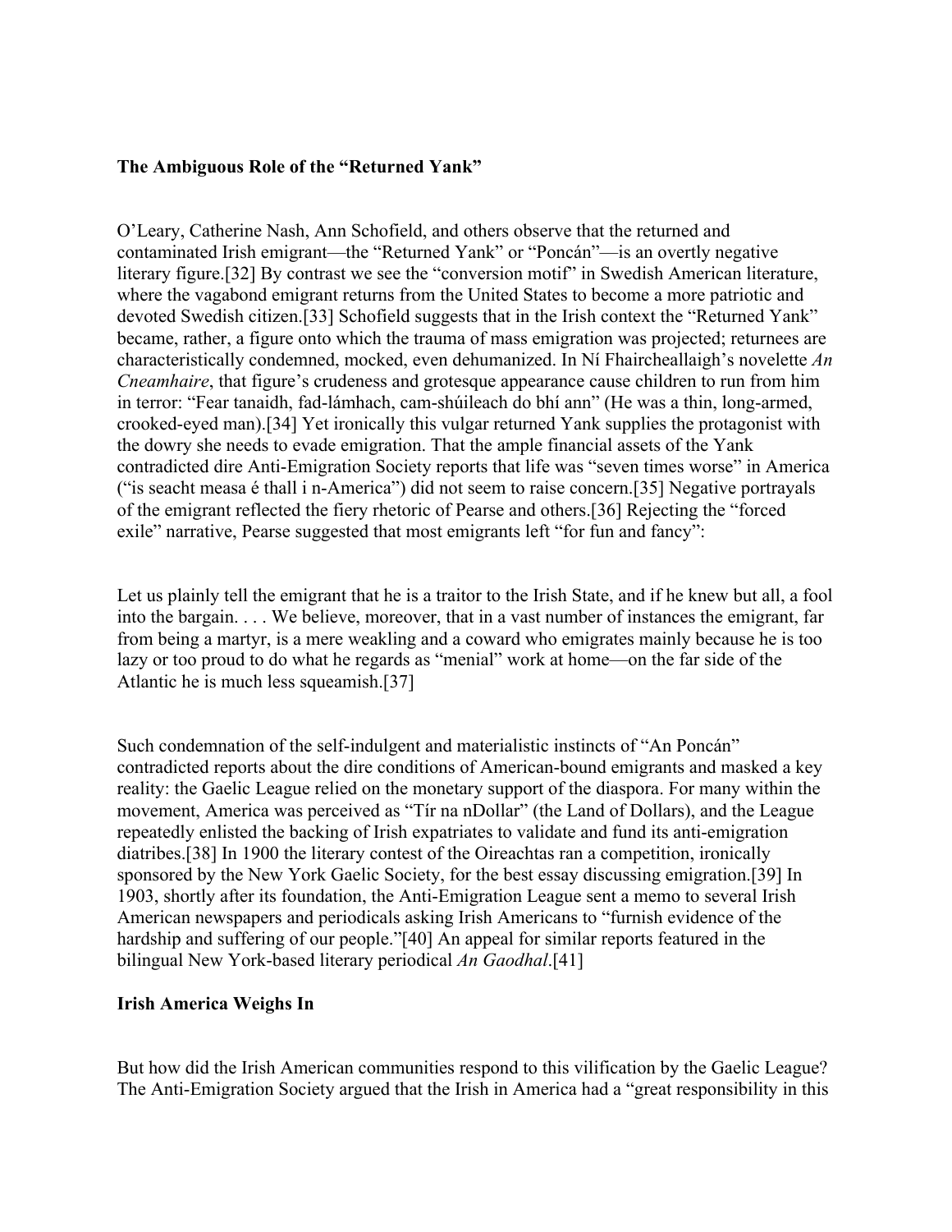**The Ambiguous Role of the "Returned Yank"**

O'Leary, Catherine Nash, Ann Schofield, and others observe that the returned and contaminated Irish emigrant—the "Returned Yank" or "Poncán"—is an overtly negative literary figure.[32] By contrast we see the "conversion motif" in Swedish American literature, where the vagabond emigrant returns from the United States to become a more patriotic and devoted Swedish citizen.[33] Schofield suggests that in the Irish context the "Returned Yank" became, rather, a figure onto which the trauma of mass emigration was projected; returnees are characteristically condemned, mocked, even dehumanized. In Ní Fhaircheallaigh's novelette *An Cneamhaire*, that figure's crudeness and grotesque appearance cause children to run from him in terror: "Fear tanaidh, fad-lámhach, cam-shúileach do bhí ann" (He was a thin, long-armed, crooked-eyed man).[34] Yet ironically this vulgar returned Yank supplies the protagonist with the dowry she needs to evade emigration. That the ample financial assets of the Yank contradicted dire Anti-Emigration Society reports that life was "seven times worse" in America ("is seacht measa é thall i n-America") did not seem to raise concern.[35] Negative portrayals of the emigrant reflected the fiery rhetoric of Pearse and others.[36] Rejecting the "forced exile" narrative, Pearse suggested that most emigrants left "for fun and fancy":

> Let us plainly tell the emigrant that he is a traitor to the Irish State, and if he knew but all, a fool into the bargain. . . . We believe, moreover, that in a vast number of instances the emigrant, far from being a martyr, is a mere weakling and a coward who emigrates mainly because he is too lazy or too proud to do what he regards as "menial" work at home—on the far side of the Atlantic he is much less squeamish.[37]

Such condemnation of the self-indulgent and materialistic instincts of "An Poncán" contradicted reports about the dire conditions of American-bound emigrants and masked a key reality: the Gaelic League relied on the monetary support of the diaspora. For many within the movement, America was perceived as "Tír na nDollar" (the Land of Dollars), and the League repeatedly enlisted the backing of Irish expatriates to validate and fund its anti-emigration diatribes.[38] In 1900 the literary contest of the Oireachtas ran a competition, ironically sponsored by the New York Gaelic Society, for the best essay discussing emigration.[39] In 1903, shortly after its foundation, the Anti-Emigration League sent a memo to several Irish American newspapers and periodicals asking Irish Americans to "furnish evidence of the hardship and suffering of our people."[40] An appeal for similar reports featured in the bilingual New York-based literary periodical *An Gaodhal*.[41]

**Irish America Weighs In**

But how did the Irish American communities respond to this vilification by the Gaelic League? The Anti-Emigration Society argued that the Irish in America had a "great responsibility in this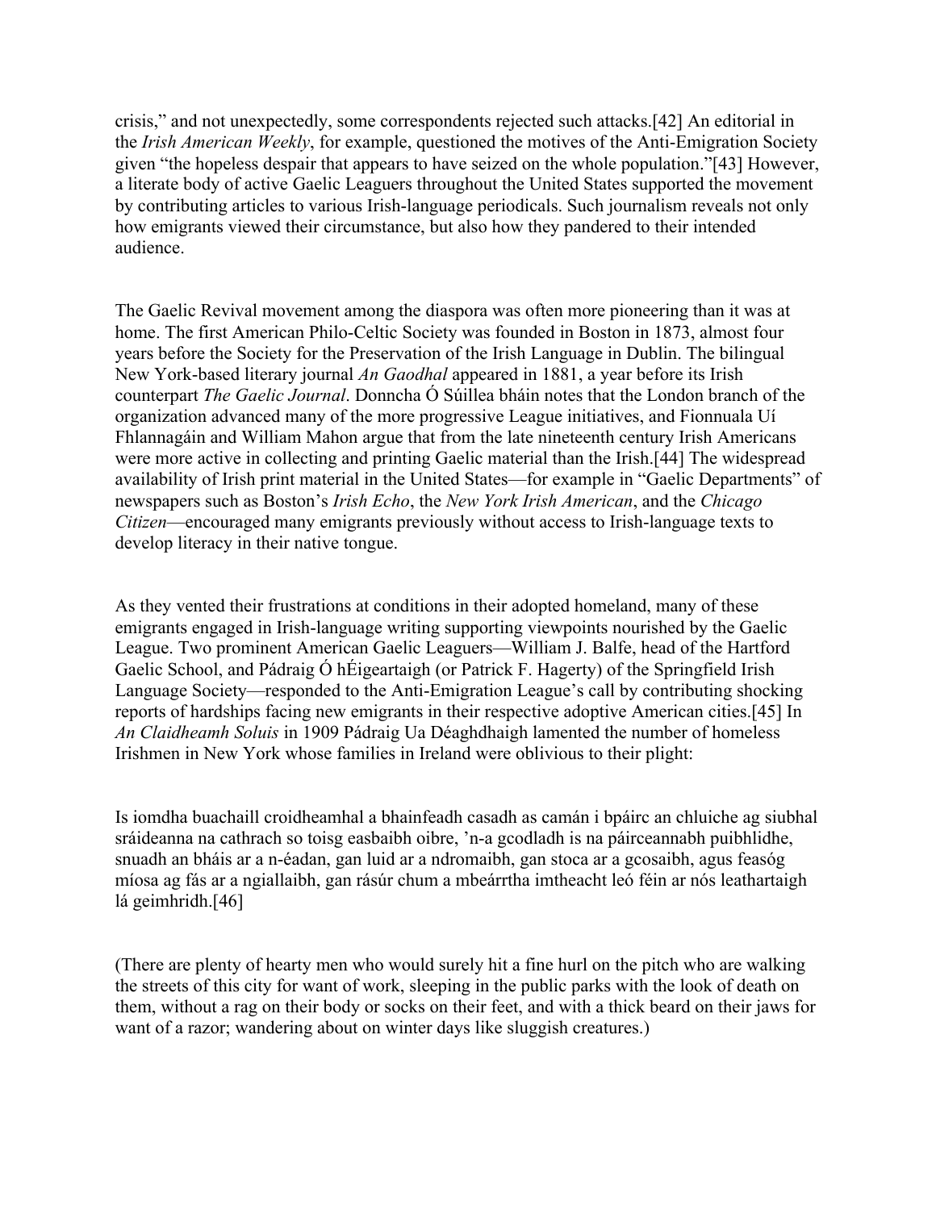crisis," and not unexpectedly, some correspondents rejected such attacks.[42] An editorial in the *Irish American Weekly*, for example, questioned the motives of the Anti-Emigration Society given "the hopeless despair that appears to have seized on the whole population."[43] However, a literate body of active Gaelic Leaguers throughout the United States supported the movement by contributing articles to various Irish-language periodicals. Such journalism reveals not only how emigrants viewed their circumstance, but also how they pandered to their intended audience.

The Gaelic Revival movement among the diaspora was often more pioneering than it was at home. The first American Philo-Celtic Society was founded in Boston in 1873, almost four years before the Society for the Preservation of the Irish Language in Dublin. The bilingual New York-based literary journal *An Gaodhal* appeared in 1881, a year before its Irish counterpart *The Gaelic Journal*. Donncha Ó Súillea bháin notes that the London branch of the organization advanced many of the more progressive League initiatives, and Fionnuala Uí Fhlannagáin and William Mahon argue that from the late nineteenth century Irish Americans were more active in collecting and printing Gaelic material than the Irish.[44] The widespread availability of Irish print material in the United States—for example in "Gaelic Departments" of newspapers such as Boston's *Irish Echo*, the *New York Irish American*, and the *Chicago Citizen*—encouraged many emigrants previously without access to Irish-language texts to develop literacy in their native tongue.

As they vented their frustrations at conditions in their adopted homeland, many of these emigrants engaged in Irish-language writing supporting viewpoints nourished by the Gaelic League. Two prominent American Gaelic Leaguers—William J. Balfe, head of the Hartford Gaelic School, and Pádraig Ó hÉigeartaigh (or Patrick F. Hagerty) of the Springfield Irish Language Society—responded to the Anti-Emigration League's call by contributing shocking reports of hardships facing new emigrants in their respective adoptive American cities.[45] In *An Claidheamh Soluis* in 1909 Pádraig Ua Déaghdhaigh lamented the number of homeless Irishmen in New York whose families in Ireland were oblivious to their plight:

Is iomdha buachaill croidheamhal a bhainfeadh casadh as camán i bpáirc an chluiche ag siubhal sráideanna na cathrach so toisg easbaibh oibre, 'n-a gcodladh is na páirceannabh puibhlidhe, snuadh an bháis ar a n-éadan, gan luid ar a ndromaibh, gan stoca ar a gcosaibh, agus feasóg míosa ag fás ar a ngiallaibh, gan rásúr chum a mbeárrtha imtheacht leó féin ar nós leathartaigh lá geimhridh.[46]

(There are plenty of hearty men who would surely hit a fine hurl on the pitch who are walking the streets of this city for want of work, sleeping in the public parks with the look of death on them, without a rag on their body or socks on their feet, and with a thick beard on their jaws for want of a razor; wandering about on winter days like sluggish creatures.)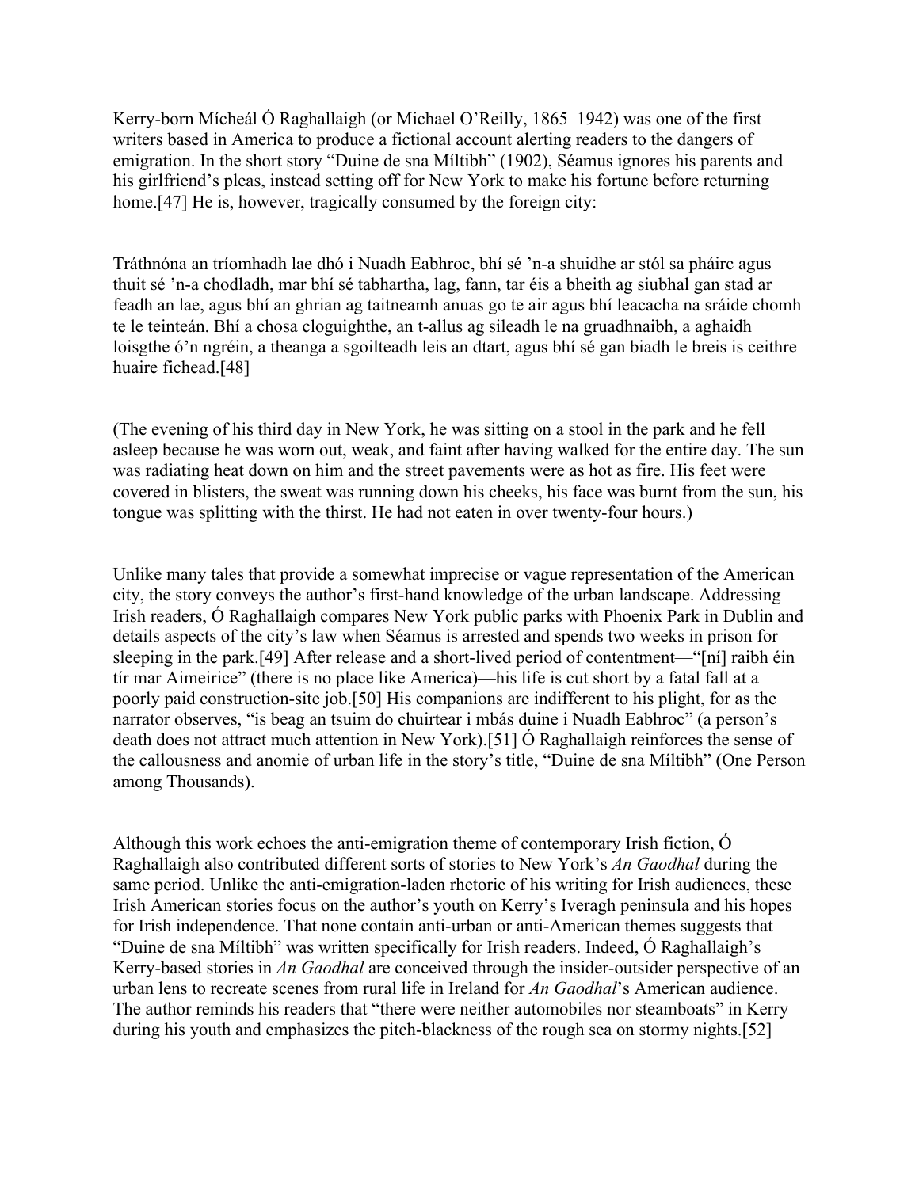Kerry-born Mícheál Ó Raghallaigh (or Michael O'Reilly, 1865–1942) was one of the first writers based in America to produce a fictional account alerting readers to the dangers of emigration. In the short story "Duine de sna Míltibh" (1902), Séamus ignores his parents and his girlfriend's pleas, instead setting off for New York to make his fortune before returning home.[47] He is, however, tragically consumed by the foreign city:

Tráthnóna an tríomhadh lae dhó i Nuadh Eabhroc, bhí sé 'n-a shuidhe ar stól sa pháirc agus thuit sé 'n-a chodladh, mar bhí sé tabhartha, lag, fann, tar éis a bheith ag siubhal gan stad ar feadh an lae, agus bhí an ghrian ag taitneamh anuas go te air agus bhí leacacha na sráide chomh te le teinteán. Bhí a chosa cloguighthe, an t-allus ag sileadh le na gruadhnaibh, a aghaidh loisgthe ó'n ngréin, a theanga a sgoilteadh leis an dtart, agus bhí sé gan biadh le breis is ceithre huaire fichead.[48]

(The evening of his third day in New York, he was sitting on a stool in the park and he fell asleep because he was worn out, weak, and faint after having walked for the entire day. The sun was radiating heat down on him and the street pavements were as hot as fire. His feet were covered in blisters, the sweat was running down his cheeks, his face was burnt from the sun, his tongue was splitting with the thirst. He had not eaten in over twenty-four hours.)

Unlike many tales that provide a somewhat imprecise or vague representation of the American city, the story conveys the author's first-hand knowledge of the urban landscape. Addressing Irish readers, Ó Raghallaigh compares New York public parks with Phoenix Park in Dublin and details aspects of the city's law when Séamus is arrested and spends two weeks in prison for sleeping in the park.[49] After release and a short-lived period of contentment—"[ní] raibh éin tír mar Aimeirice" (there is no place like America)—his life is cut short by a fatal fall at a poorly paid construction-site job.[50] His companions are indifferent to his plight, for as the narrator observes, "is beag an tsuim do chuirtear i mbás duine i Nuadh Eabhroc" (a person's death does not attract much attention in New York).[51] Ó Raghallaigh reinforces the sense of the callousness and anomie of urban life in the story's title, "Duine de sna Míltibh" (One Person among Thousands).

Although this work echoes the anti-emigration theme of contemporary Irish fiction, Ó Raghallaigh also contributed different sorts of stories to New York's *An Gaodhal* during the same period. Unlike the anti-emigration-laden rhetoric of his writing for Irish audiences, these Irish American stories focus on the author's youth on Kerry's Iveragh peninsula and his hopes for Irish independence. That none contain anti-urban or anti-American themes suggests that "Duine de sna Míltibh" was written specifically for Irish readers. Indeed, Ó Raghallaigh's Kerry-based stories in *An Gaodhal* are conceived through the insider-outsider perspective of an urban lens to recreate scenes from rural life in Ireland for *An Gaodhal*'s American audience. The author reminds his readers that "there were neither automobiles nor steamboats" in Kerry during his youth and emphasizes the pitch-blackness of the rough sea on stormy nights.[52]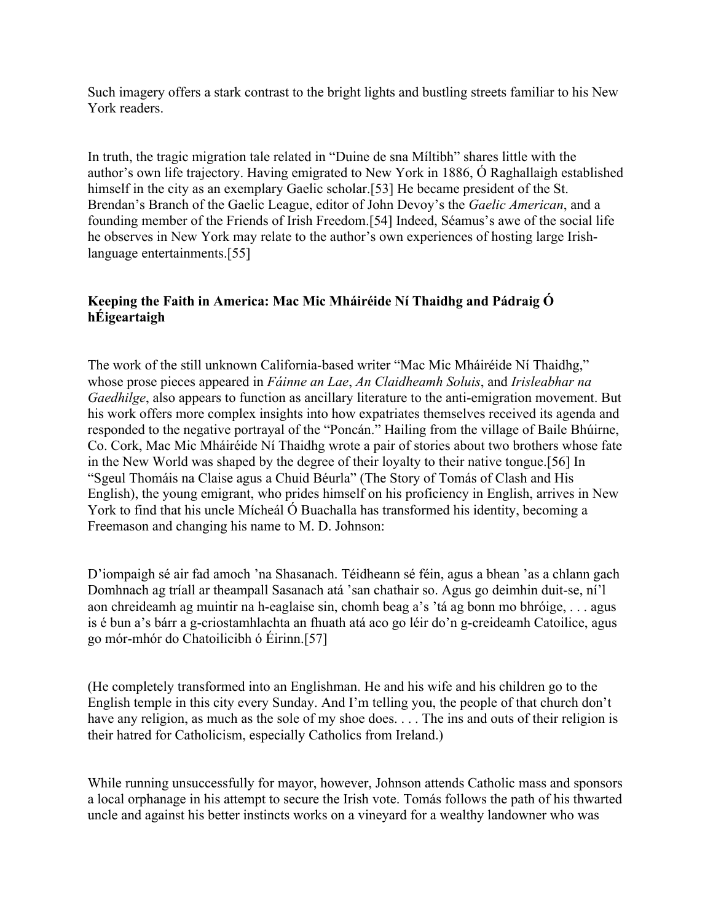Such imagery offers a stark contrast to the bright lights and bustling streets familiar to his New York readers.

In truth, the tragic migration tale related in "Duine de sna Míltibh" shares little with the author's own life trajectory. Having emigrated to New York in 1886, Ó Raghallaigh established himself in the city as an exemplary Gaelic scholar.[53] He became president of the St. Brendan's Branch of the Gaelic League, editor of John Devoy's the *Gaelic American*, and a founding member of the Friends of Irish Freedom.[54] Indeed, Séamus's awe of the social life he observes in New York may relate to the author's own experiences of hosting large Irish-language entertainments.[55]

### Keeping the Faith in America: Mac Mic Mháiréide Ní Thaidhg and Pádraig Ó hÉigeartaigh

The work of the still unknown California-based writer "Mac Mic Mháiréide Ní Thaidhg," whose prose pieces appeared in *Fáinne an Lae*, *An Claidheamh Soluis*, and *Irisleabhar na Gaedhilge*, also appears to function as ancillary literature to the anti-emigration movement. But his work offers more complex insights into how expatriates themselves received its agenda and responded to the negative portrayal of the "Poncán." Hailing from the village of Baile Bhúirne, Co. Cork, Mac Mic Mháiréide Ní Thaidhg wrote a pair of stories about two brothers whose fate in the New World was shaped by the degree of their loyalty to their native tongue.[56] In "Sgeul Thomáis na Claise agus a Chuid Béurla" (The Story of Tomás of Clash and His English), the young emigrant, who prides himself on his proficiency in English, arrives in New York to find that his uncle Mícheál Ó Buachalla has transformed his identity, becoming a Freemason and changing his name to M. D. Johnson:

D'iompaigh sé air fad amoch 'na Shasanach. Téidheann sé féin, agus a bhean 'as a chlann gach Domhnach ag tríall ar theampall Sasanach atá 'san chathair so. Agus go deimhin duit-se, ní'l aon chreideamh ag muintir na h-eaglaise sin, chomh beag a's 'tá ag bonn mo bhróige, . . . agus is é bun a's bárr a g-criostamhlachta an fhuath atá aco go léir do'n g-creideamh Catoilice, agus go mór-mhór do Chatoilicibh ó Éirinn.[57]

(He completely transformed into an Englishman. He and his wife and his children go to the English temple in this city every Sunday. And I'm telling you, the people of that church don't have any religion, as much as the sole of my shoe does. . . . The ins and outs of their religion is their hatred for Catholicism, especially Catholics from Ireland.)

While running unsuccessfully for mayor, however, Johnson attends Catholic mass and sponsors a local orphanage in his attempt to secure the Irish vote. Tomás follows the path of his thwarted uncle and against his better instincts works on a vineyard for a wealthy landowner who was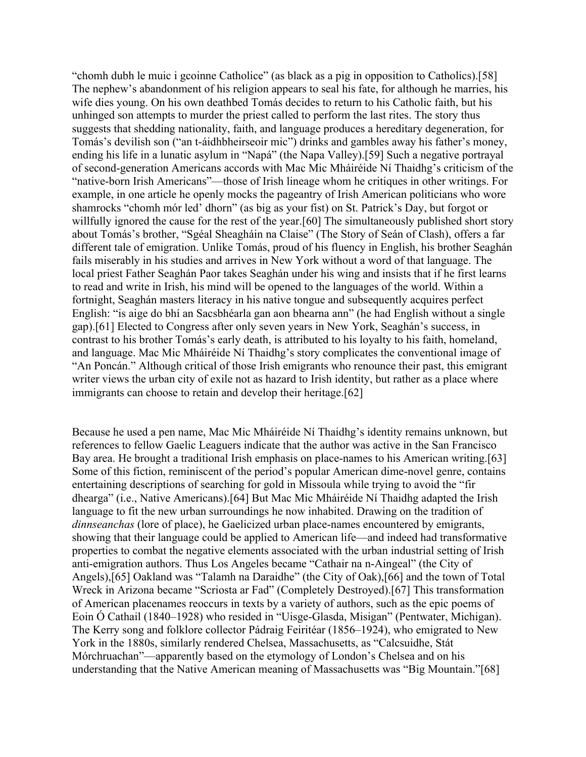"chomh dubh le muic i gcoinne Catholice" (as black as a pig in opposition to Catholics).[58] The nephew's abandonment of his religion appears to seal his fate, for although he marries, his wife dies young. On his own deathbed Tomás decides to return to his Catholic faith, but his unhinged son attempts to murder the priest called to perform the last rites. The story thus suggests that shedding nationality, faith, and language produces a hereditary degeneration, for Tomás's devilish son ("an t-áidhbheirseoir mic") drinks and gambles away his father's money, ending his life in a lunatic asylum in "Napá" (the Napa Valley).[59] Such a negative portrayal of second-generation Americans accords with Mac Mic Mháiréide Ní Thaidhg's criticism of the "native-born Irish Americans"—those of Irish lineage whom he critiques in other writings. For example, in one article he openly mocks the pageantry of Irish American politicians who wore shamrocks "chomh mór led' dhorn" (as big as your fist) on St. Patrick's Day, but forgot or willfully ignored the cause for the rest of the year.[60] The simultaneously published short story about Tomás's brother, "Sgéal Sheagháin na Claise" (The Story of Seán of Clash), offers a far different tale of emigration. Unlike Tomás, proud of his fluency in English, his brother Seaghán fails miserably in his studies and arrives in New York without a word of that language. The local priest Father Seaghán Paor takes Seaghán under his wing and insists that if he first learns to read and write in Irish, his mind will be opened to the languages of the world. Within a fortnight, Seaghán masters literacy in his native tongue and subsequently acquires perfect English: "is aige do bhí an Sacsbhéarla gan aon bhearna ann" (he had English without a single gap).[61] Elected to Congress after only seven years in New York, Seaghán's success, in contrast to his brother Tomás's early death, is attributed to his loyalty to his faith, homeland, and language. Mac Mic Mháiréide Ní Thaidhg's story complicates the conventional image of "An Poncán." Although critical of those Irish emigrants who renounce their past, this emigrant writer views the urban city of exile not as hazard to Irish identity, but rather as a place where immigrants can choose to retain and develop their heritage.[62]

Because he used a pen name, Mac Mic Mháiréide Ní Thaidhg's identity remains unknown, but references to fellow Gaelic Leaguers indicate that the author was active in the San Francisco Bay area. He brought a traditional Irish emphasis on place-names to his American writing.[63] Some of this fiction, reminiscent of the period's popular American dime-novel genre, contains entertaining descriptions of searching for gold in Missoula while trying to avoid the "fir dhearga" (i.e., Native Americans).[64] But Mac Mic Mháiréide Ní Thaidhg adapted the Irish language to fit the new urban surroundings he now inhabited. Drawing on the tradition of *dinnseanchas* (lore of place), he Gaelicized urban place-names encountered by emigrants, showing that their language could be applied to American life—and indeed had transformative properties to combat the negative elements associated with the urban industrial setting of Irish anti-emigration authors. Thus Los Angeles became "Cathair na n-Aingeal" (the City of Angels),[65] Oakland was "Talamh na Daraidhe" (the City of Oak),[66] and the town of Total Wreck in Arizona became "Scriosta ar Fad" (Completely Destroyed).[67] This transformation of American placenames reoccurs in texts by a variety of authors, such as the epic poems of Eoin Ó Cathail (1840–1928) who resided in "Uisge-Glasda, Misigan" (Pentwater, Michigan). The Kerry song and folklore collector Pádraig Feiritéar (1856–1924), who emigrated to New York in the 1880s, similarly rendered Chelsea, Massachusetts, as "Calcsuidhe, Stát Mórchruachan"—apparently based on the etymology of London's Chelsea and on his understanding that the Native American meaning of Massachusetts was "Big Mountain."[68]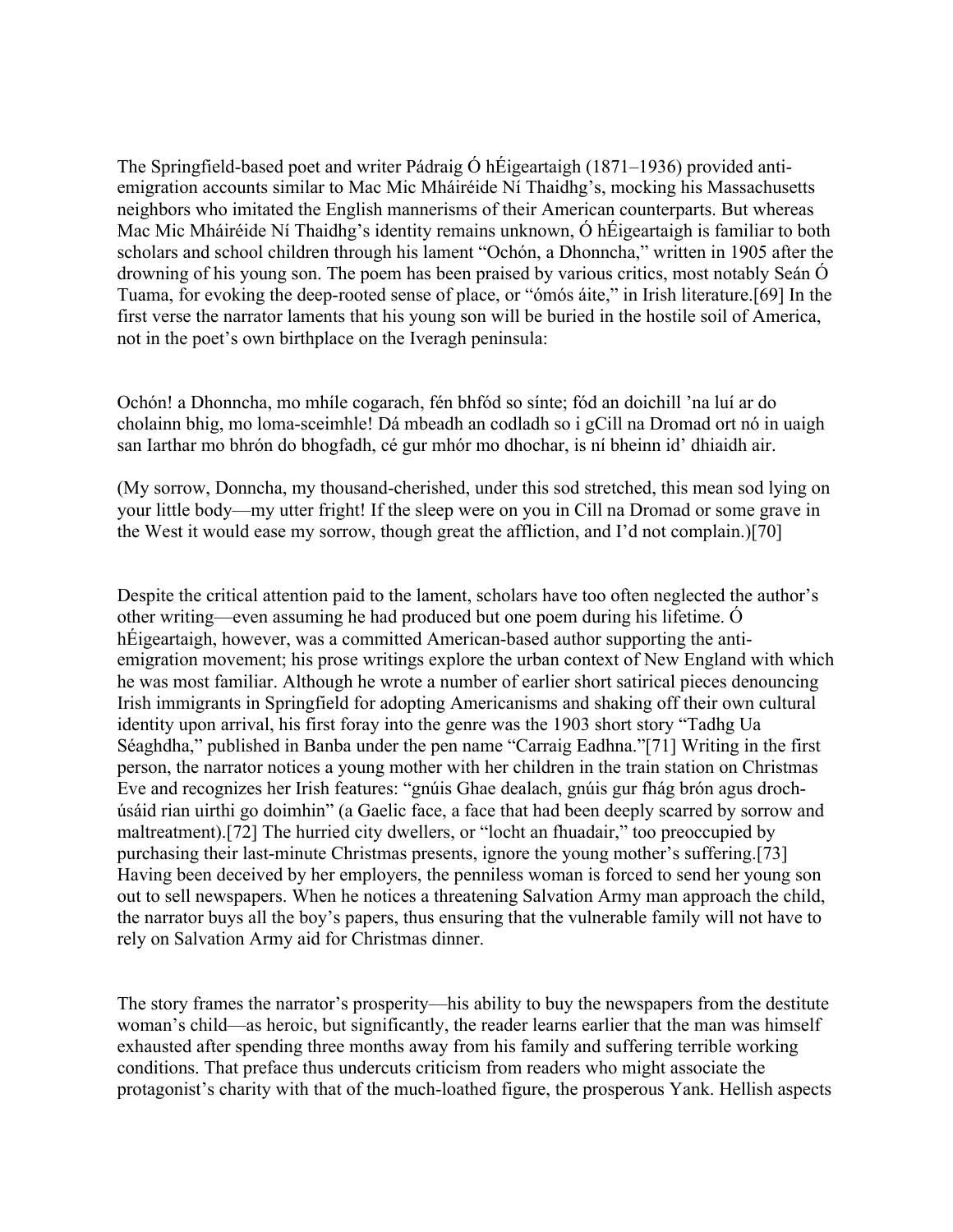The Springfield-based poet and writer Pádraig Ó hÉigeartaigh (1871–1936) provided anti-emigration accounts similar to Mac Mic Mháiréide Ní Thaidhg's, mocking his Massachusetts neighbors who imitated the English mannerisms of their American counterparts. But whereas Mac Mic Mháiréide Ní Thaidhg's identity remains unknown, Ó hÉigeartaigh is familiar to both scholars and school children through his lament "Ochón, a Dhonncha," written in 1905 after the drowning of his young son. The poem has been praised by various critics, most notably Seán Ó Tuama, for evoking the deep-rooted sense of place, or "ómós áite," in Irish literature.[69] In the first verse the narrator laments that his young son will be buried in the hostile soil of America, not in the poet's own birthplace on the Iveragh peninsula:

Ochón! a Dhonncha, mo mhíle cogarach, fén bhfód so sínte; fód an doichill 'na luí ar do cholainn bhig, mo loma-sceimhle! Dá mbeadh an codladh so i gCill na Dromad ort nó in uaigh san Iarthar mo bhrón do bhogfadh, cé gur mhór mo dhochar, is ní bheinn id' dhiaidh air.

(My sorrow, Donncha, my thousand-cherished, under this sod stretched, this mean sod lying on your little body—my utter fright! If the sleep were on you in Cill na Dromad or some grave in the West it would ease my sorrow, though great the affliction, and I'd not complain.)[70]

Despite the critical attention paid to the lament, scholars have too often neglected the author's other writing—even assuming he had produced but one poem during his lifetime. Ó hÉigeartaigh, however, was a committed American-based author supporting the anti-emigration movement; his prose writings explore the urban context of New England with which he was most familiar. Although he wrote a number of earlier short satirical pieces denouncing Irish immigrants in Springfield for adopting Americanisms and shaking off their own cultural identity upon arrival, his first foray into the genre was the 1903 short story "Tadhg Ua Séaghdha," published in Banba under the pen name "Carraig Eadhna."[71] Writing in the first person, the narrator notices a young mother with her children in the train station on Christmas Eve and recognizes her Irish features: "gnúis Ghae dealach, gnúis gur fhág brón agus droch-úsáid rian uirthi go doimhin" (a Gaelic face, a face that had been deeply scarred by sorrow and maltreatment).[72] The hurried city dwellers, or "locht an fhuadair," too preoccupied by purchasing their last-minute Christmas presents, ignore the young mother's suffering.[73] Having been deceived by her employers, the penniless woman is forced to send her young son out to sell newspapers. When he notices a threatening Salvation Army man approach the child, the narrator buys all the boy's papers, thus ensuring that the vulnerable family will not have to rely on Salvation Army aid for Christmas dinner.

The story frames the narrator's prosperity—his ability to buy the newspapers from the destitute woman's child—as heroic, but significantly, the reader learns earlier that the man was himself exhausted after spending three months away from his family and suffering terrible working conditions. That preface thus undercuts criticism from readers who might associate the protagonist's charity with that of the much-loathed figure, the prosperous Yank. Hellish aspects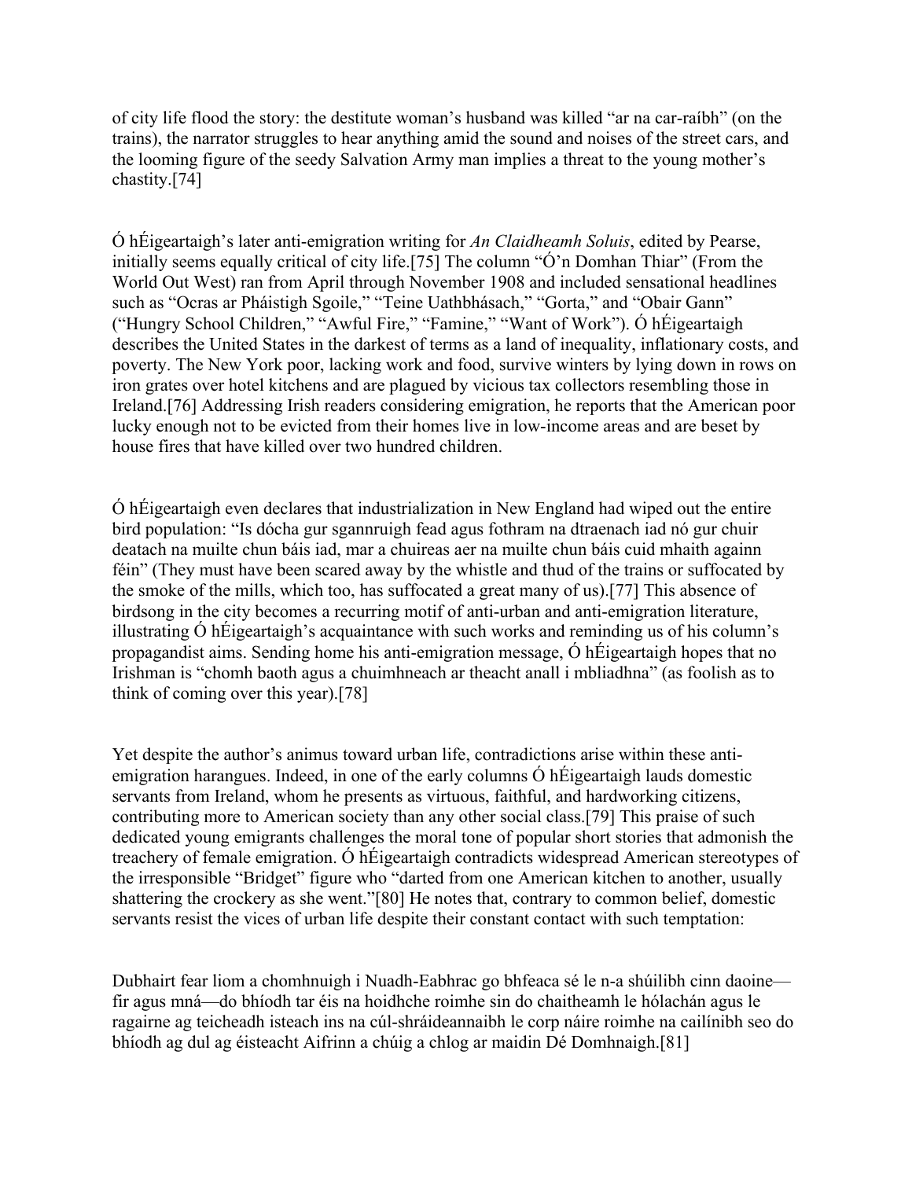of city life flood the story: the destitute woman's husband was killed "ar na car-raíbh" (on the trains), the narrator struggles to hear anything amid the sound and noises of the street cars, and the looming figure of the seedy Salvation Army man implies a threat to the young mother's chastity.[74]

Ó hÉigeartaigh's later anti-emigration writing for *An Claidheamh Soluis*, edited by Pearse, initially seems equally critical of city life.[75] The column "Ó'n Domhan Thiar" (From the World Out West) ran from April through November 1908 and included sensational headlines such as "Ocras ar Pháistigh Sgoile," "Teine Uathbhásach," "Gorta," and "Obair Gann" ("Hungry School Children," "Awful Fire," "Famine," "Want of Work"). Ó hÉigeartaigh describes the United States in the darkest of terms as a land of inequality, inflationary costs, and poverty. The New York poor, lacking work and food, survive winters by lying down in rows on iron grates over hotel kitchens and are plagued by vicious tax collectors resembling those in Ireland.[76] Addressing Irish readers considering emigration, he reports that the American poor lucky enough not to be evicted from their homes live in low-income areas and are beset by house fires that have killed over two hundred children.

Ó hÉigeartaigh even declares that industrialization in New England had wiped out the entire bird population: "Is dócha gur sgannruigh fead agus fothram na dtraenach iad nó gur chuir deatach na muilte chun báis iad, mar a chuireas aer na muilte chun báis cuid mhaith againn féin" (They must have been scared away by the whistle and thud of the trains or suffocated by the smoke of the mills, which too, has suffocated a great many of us).[77] This absence of birdsong in the city becomes a recurring motif of anti-urban and anti-emigration literature, illustrating Ó hÉigeartaigh's acquaintance with such works and reminding us of his column's propagandist aims. Sending home his anti-emigration message, Ó hÉigeartaigh hopes that no Irishman is "chomh baoth agus a chuimhneach ar theacht anall i mbliadhna" (as foolish as to think of coming over this year).[78]

Yet despite the author's animus toward urban life, contradictions arise within these anti-emigration harangues. Indeed, in one of the early columns Ó hÉigeartaigh lauds domestic servants from Ireland, whom he presents as virtuous, faithful, and hardworking citizens, contributing more to American society than any other social class.[79] This praise of such dedicated young emigrants challenges the moral tone of popular short stories that admonish the treachery of female emigration. Ó hÉigeartaigh contradicts widespread American stereotypes of the irresponsible "Bridget" figure who "darted from one American kitchen to another, usually shattering the crockery as she went."[80] He notes that, contrary to common belief, domestic servants resist the vices of urban life despite their constant contact with such temptation:

Dubhairt fear liom a chomhnuigh i Nuadh-Eabhrac go bhfeaca sé le n-a shúilibh cinn daoine—fir agus mná—do bhíodh tar éis na hoidhche roimhe sin do chaitheamh le hólachán agus le ragairne ag teicheadh isteach ins na cúl-shráideannaibh le corp náire roimhe na cailínibh seo do bhíodh ag dul ag éisteacht Aifrinn a chúig a chlog ar maidin Dé Domhnaigh.[81]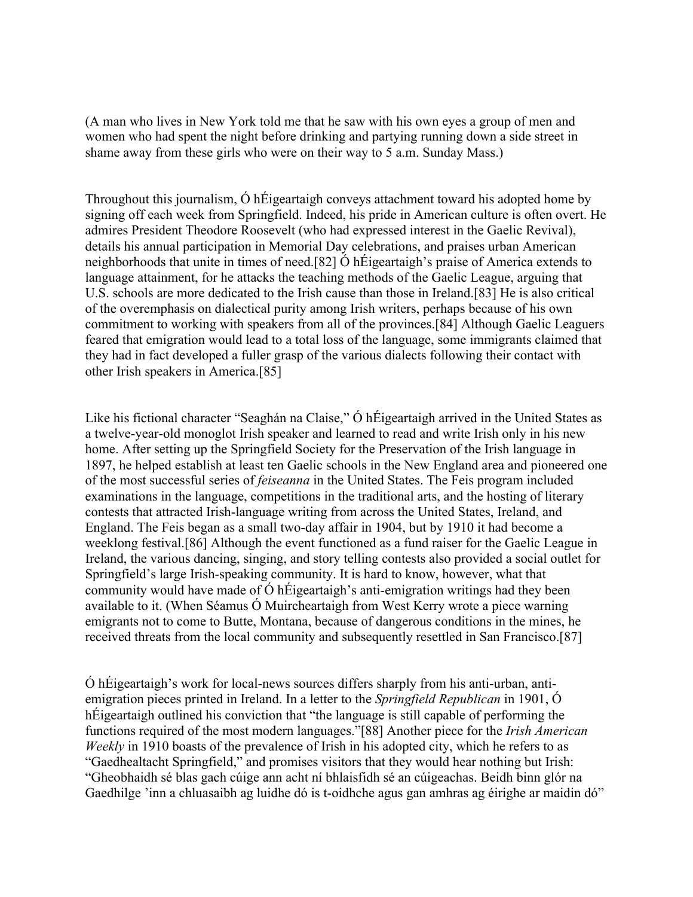(A man who lives in New York told me that he saw with his own eyes a group of men and women who had spent the night before drinking and partying running down a side street in shame away from these girls who were on their way to 5 a.m. Sunday Mass.)

Throughout this journalism, Ó hÉigeartaigh conveys attachment toward his adopted home by signing off each week from Springfield. Indeed, his pride in American culture is often overt. He admires President Theodore Roosevelt (who had expressed interest in the Gaelic Revival), details his annual participation in Memorial Day celebrations, and praises urban American neighborhoods that unite in times of need.[82] Ó hÉigeartaigh's praise of America extends to language attainment, for he attacks the teaching methods of the Gaelic League, arguing that U.S. schools are more dedicated to the Irish cause than those in Ireland.[83] He is also critical of the overemphasis on dialectical purity among Irish writers, perhaps because of his own commitment to working with speakers from all of the provinces.[84] Although Gaelic Leaguers feared that emigration would lead to a total loss of the language, some immigrants claimed that they had in fact developed a fuller grasp of the various dialects following their contact with other Irish speakers in America.[85]

Like his fictional character "Seaghán na Claise," Ó hÉigeartaigh arrived in the United States as a twelve-year-old monoglot Irish speaker and learned to read and write Irish only in his new home. After setting up the Springfield Society for the Preservation of the Irish language in 1897, he helped establish at least ten Gaelic schools in the New England area and pioneered one of the most successful series of *feiseanna* in the United States. The Feis program included examinations in the language, competitions in the traditional arts, and the hosting of literary contests that attracted Irish-language writing from across the United States, Ireland, and England. The Feis began as a small two-day affair in 1904, but by 1910 it had become a weeklong festival.[86] Although the event functioned as a fund raiser for the Gaelic League in Ireland, the various dancing, singing, and story telling contests also provided a social outlet for Springfield's large Irish-speaking community. It is hard to know, however, what that community would have made of Ó hÉigeartaigh's anti-emigration writings had they been available to it. (When Séamus Ó Muircheartaigh from West Kerry wrote a piece warning emigrants not to come to Butte, Montana, because of dangerous conditions in the mines, he received threats from the local community and subsequently resettled in San Francisco.[87]

Ó hÉigeartaigh's work for local-news sources differs sharply from his anti-urban, anti-emigration pieces printed in Ireland. In a letter to the *Springfield Republican* in 1901, Ó hÉigeartaigh outlined his conviction that "the language is still capable of performing the functions required of the most modern languages."[88] Another piece for the *Irish American Weekly* in 1910 boasts of the prevalence of Irish in his adopted city, which he refers to as "Gaedhealtacht Springfield," and promises visitors that they would hear nothing but Irish: "Gheobhaidh sé blas gach cúige ann acht ní bhlaisfidh sé an cúigeachas. Beidh binn glór na Gaedhilge 'inn a chluasaibh ag luidhe dó is t-oidhche agus gan amhras ag éirighe ar maidin dó"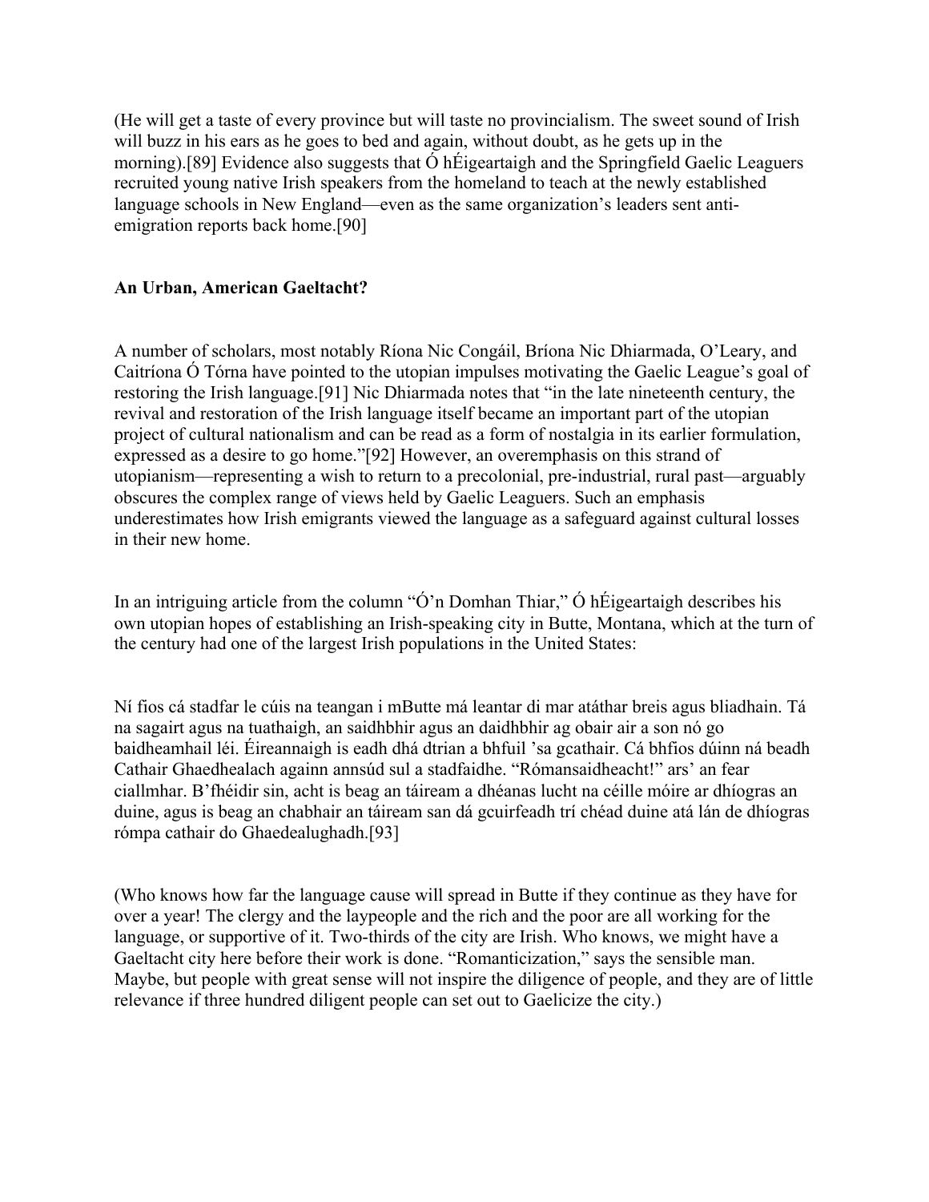(He will get a taste of every province but will taste no provincialism. The sweet sound of Irish will buzz in his ears as he goes to bed and again, without doubt, as he gets up in the morning).[89] Evidence also suggests that Ó hÉigeartaigh and the Springfield Gaelic Leaguers recruited young native Irish speakers from the homeland to teach at the newly established language schools in New England—even as the same organization's leaders sent anti-emigration reports back home.[90]

## An Urban, American Gaeltacht?

A number of scholars, most notably Ríona Nic Congáil, Bríona Nic Dhiarmada, O'Leary, and Caitríona Ó Tórna have pointed to the utopian impulses motivating the Gaelic League's goal of restoring the Irish language.[91] Nic Dhiarmada notes that "in the late nineteenth century, the revival and restoration of the Irish language itself became an important part of the utopian project of cultural nationalism and can be read as a form of nostalgia in its earlier formulation, expressed as a desire to go home."[92] However, an overemphasis on this strand of utopianism—representing a wish to return to a precolonial, pre-industrial, rural past—arguably obscures the complex range of views held by Gaelic Leaguers. Such an emphasis underestimates how Irish emigrants viewed the language as a safeguard against cultural losses in their new home.

In an intriguing article from the column "Ó'n Domhan Thiar," Ó hÉigeartaigh describes his own utopian hopes of establishing an Irish-speaking city in Butte, Montana, which at the turn of the century had one of the largest Irish populations in the United States:

Ní fios cá stadfar le cúis na teangan i mButte má leantar di mar atáthar breis agus bliadhain. Tá na sagairt agus na tuathaigh, an saidhbhir agus an daidhbhir ag obair air a son nó go baidheamhail léi. Éireannaigh is eadh dhá dtrian a bhfuil 'sa gcathair. Cá bhfios dúinn ná beadh Cathair Ghaedhealach againn annsúd sul a stadfaidhe. "Rómansaidheacht!" ars' an fear ciallmhar. B'fhéidir sin, acht is beag an táiream a dhéanas lucht na céille móire ar dhíogras an duine, agus is beag an chabhair an táiream san dá gcuirfeadh trí chéad duine atá lán de dhíogras rómpa cathair do Ghaedealughadh.[93]

(Who knows how far the language cause will spread in Butte if they continue as they have for over a year! The clergy and the laypeople and the rich and the poor are all working for the language, or supportive of it. Two-thirds of the city are Irish. Who knows, we might have a Gaeltacht city here before their work is done. "Romanticization," says the sensible man. Maybe, but people with great sense will not inspire the diligence of people, and they are of little relevance if three hundred diligent people can set out to Gaelicize the city.)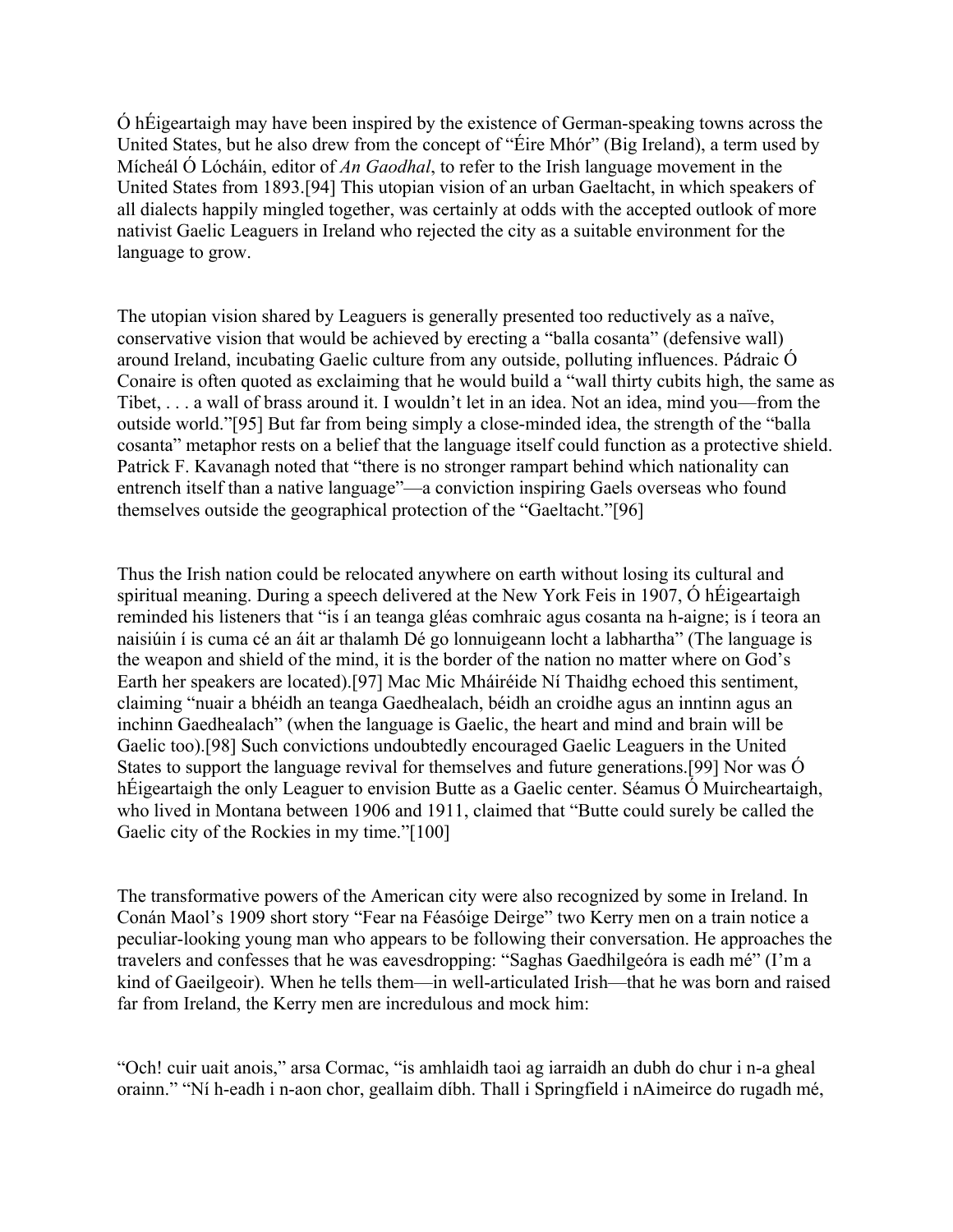Ó hÉigeartaigh may have been inspired by the existence of German-speaking towns across the United States, but he also drew from the concept of "Éire Mhór" (Big Ireland), a term used by Mícheál Ó Lócháin, editor of *An Gaodhal*, to refer to the Irish language movement in the United States from 1893.[94] This utopian vision of an urban Gaeltacht, in which speakers of all dialects happily mingled together, was certainly at odds with the accepted outlook of more nativist Gaelic Leaguers in Ireland who rejected the city as a suitable environment for the language to grow.

The utopian vision shared by Leaguers is generally presented too reductively as a naïve, conservative vision that would be achieved by erecting a "balla cosanta" (defensive wall) around Ireland, incubating Gaelic culture from any outside, polluting influences. Pádraic Ó Conaire is often quoted as exclaiming that he would build a "wall thirty cubits high, the same as Tibet, . . . a wall of brass around it. I wouldn't let in an idea. Not an idea, mind you—from the outside world."[95] But far from being simply a close-minded idea, the strength of the "balla cosanta" metaphor rests on a belief that the language itself could function as a protective shield. Patrick F. Kavanagh noted that "there is no stronger rampart behind which nationality can entrench itself than a native language"—a conviction inspiring Gaels overseas who found themselves outside the geographical protection of the "Gaeltacht."[96]

Thus the Irish nation could be relocated anywhere on earth without losing its cultural and spiritual meaning. During a speech delivered at the New York Feis in 1907, Ó hÉigeartaigh reminded his listeners that "is í an teanga gléas comhraic agus cosanta na h-aigne; is í teora an naisiúin í is cuma cé an áit ar thalamh Dé go lonnuigeann locht a labhartha" (The language is the weapon and shield of the mind, it is the border of the nation no matter where on God's Earth her speakers are located).[97] Mac Mic Mháiréide Ní Thaidhg echoed this sentiment, claiming "nuair a bhéidh an teanga Gaedhealach, béidh an croidhe agus an inntinn agus an inchinn Gaedhealach" (when the language is Gaelic, the heart and mind and brain will be Gaelic too).[98] Such convictions undoubtedly encouraged Gaelic Leaguers in the United States to support the language revival for themselves and future generations.[99] Nor was Ó hÉigeartaigh the only Leaguer to envision Butte as a Gaelic center. Séamus Ó Muircheartaigh, who lived in Montana between 1906 and 1911, claimed that "Butte could surely be called the Gaelic city of the Rockies in my time."[100]

The transformative powers of the American city were also recognized by some in Ireland. In Conán Maol's 1909 short story "Fear na Féasóige Deirge" two Kerry men on a train notice a peculiar-looking young man who appears to be following their conversation. He approaches the travelers and confesses that he was eavesdropping: "Saghas Gaedhilgeóra is eadh mé" (I'm a kind of Gaeilgeoir). When he tells them—in well-articulated Irish—that he was born and raised far from Ireland, the Kerry men are incredulous and mock him:

"Och! cuir uait anois," arsa Cormac, "is amhlaidh taoi ag iarraidh an dubh do chur i n-a gheal orainn." "Ní h-eadh i n-aon chor, geallaim díbh. Thall i Springfield i nAimeirce do rugadh mé,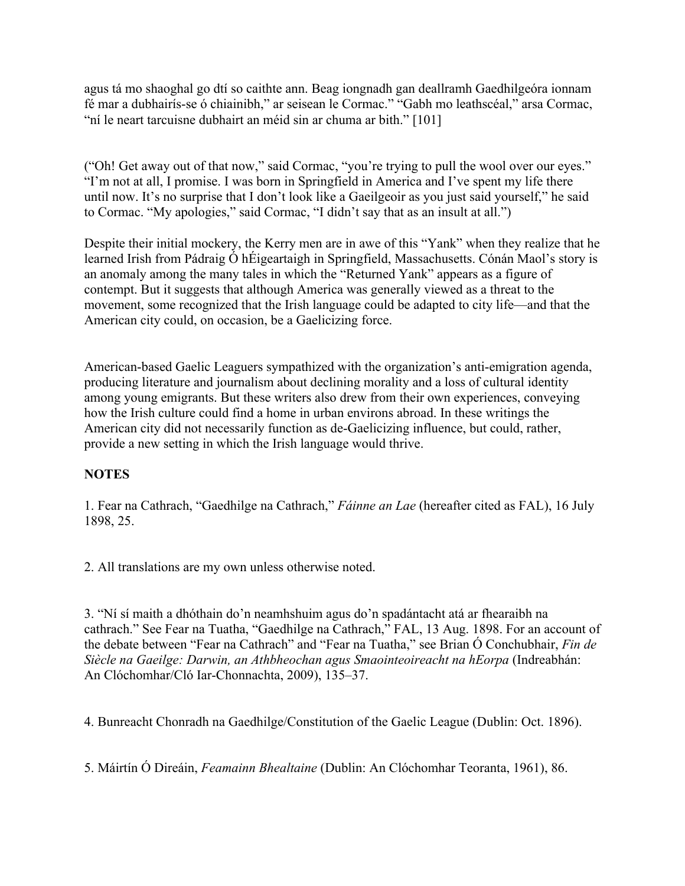agus tá mo shaoghal go dtí so caithte ann. Beag iongnadh gan deallramh Gaedhilgeóra ionnam fé mar a dubhairís-se ó chiainibh," ar seisean le Cormac." "Gabh mo leathscéal," arsa Cormac, "ní le neart tarcuisne dubhairt an méid sin ar chuma ar bith." [101]

("Oh! Get away out of that now," said Cormac, "you're trying to pull the wool over our eyes." "I'm not at all, I promise. I was born in Springfield in America and I've spent my life there until now. It's no surprise that I don't look like a Gaeilgeoir as you just said yourself," he said to Cormac. "My apologies," said Cormac, "I didn't say that as an insult at all.")

Despite their initial mockery, the Kerry men are in awe of this "Yank" when they realize that he learned Irish from Pádraig Ó hÉigeartaigh in Springfield, Massachusetts. Cónán Maol's story is an anomaly among the many tales in which the "Returned Yank" appears as a figure of contempt. But it suggests that although America was generally viewed as a threat to the movement, some recognized that the Irish language could be adapted to city life—and that the American city could, on occasion, be a Gaelicizing force.

American-based Gaelic Leaguers sympathized with the organization's anti-emigration agenda, producing literature and journalism about declining morality and a loss of cultural identity among young emigrants. But these writers also drew from their own experiences, conveying how the Irish culture could find a home in urban environs abroad. In these writings the American city did not necessarily function as de-Gaelicizing influence, but could, rather, provide a new setting in which the Irish language would thrive.

**NOTES**

1. Fear na Cathrach, "Gaedhilge na Cathrach," *Fáinne an Lae* (hereafter cited as FAL), 16 July 1898, 25.

2. All translations are my own unless otherwise noted.

3. "Ní sí maith a dhóthain do'n neamhshuim agus do'n spadántacht atá ar fhearaibh na cathrach." See Fear na Tuatha, "Gaedhilge na Cathrach," FAL, 13 Aug. 1898. For an account of the debate between "Fear na Cathrach" and "Fear na Tuatha," see Brian Ó Conchubhair, *Fin de Siècle na Gaeilge: Darwin, an Athbheochan agus Smaointeoireacht na hEorpa* (Indreabhán: An Clóchomhar/Cló Iar-Chonnachta, 2009), 135–37.

4. Bunreacht Chonradh na Gaedhilge/Constitution of the Gaelic League (Dublin: Oct. 1896).

5. Máirtín Ó Direáin, *Feamainn Bhealtaine* (Dublin: An Clóchomhar Teoranta, 1961), 86.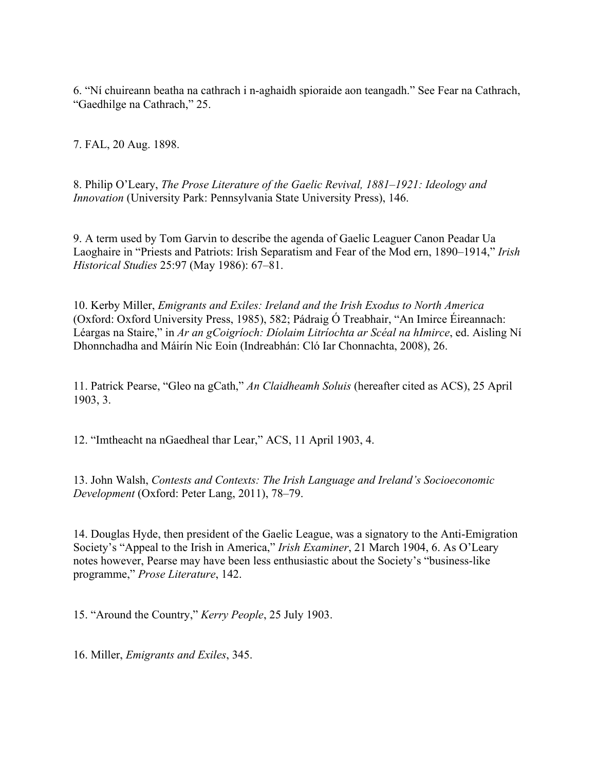6. “Ní chuireann beatha na cathrach i n-aghaidh spioraide aon teangadh.” See Fear na Cathrach, “Gaedhilge na Cathrach,” 25.

7. FAL, 20 Aug. 1898.

8. Philip O’Leary, *The Prose Literature of the Gaelic Revival, 1881–1921: Ideology and Innovation* (University Park: Pennsylvania State University Press), 146.

9. A term used by Tom Garvin to describe the agenda of Gaelic Leaguer Canon Peadar Ua Laoghaire in “Priests and Patriots: Irish Separatism and Fear of the Mod ern, 1890–1914,” *Irish Historical Studies* 25:97 (May 1986): 67–81.

10. Kerby Miller, *Emigrants and Exiles: Ireland and the Irish Exodus to North America* (Oxford: Oxford University Press, 1985), 582; Pádraig Ó Treabhair, “An Imirce Éireannach: Léargas na Staire,” in *Ar an gCoigríoch: Díolaim Litríochta ar Scéal na hImirce*, ed. Aisling Ní Dhonnchadha and Máirín Nic Eoin (Indreabhán: Cló Iar Chonnachta, 2008), 26.

11. Patrick Pearse, “Gleo na gCath,” *An Claidheamh Soluis* (hereafter cited as ACS), 25 April 1903, 3.

12. “Imtheacht na nGaedheal thar Lear,” ACS, 11 April 1903, 4.

13. John Walsh, *Contests and Contexts: The Irish Language and Ireland’s Socioeconomic Development* (Oxford: Peter Lang, 2011), 78–79.

14. Douglas Hyde, then president of the Gaelic League, was a signatory to the Anti-Emigration Society’s “Appeal to the Irish in America,” *Irish Examiner*, 21 March 1904, 6. As O’Leary notes however, Pearse may have been less enthusiastic about the Society’s “business-like programme,” *Prose Literature*, 142.

15. “Around the Country,” *Kerry People*, 25 July 1903.

16. Miller, *Emigrants and Exiles*, 345.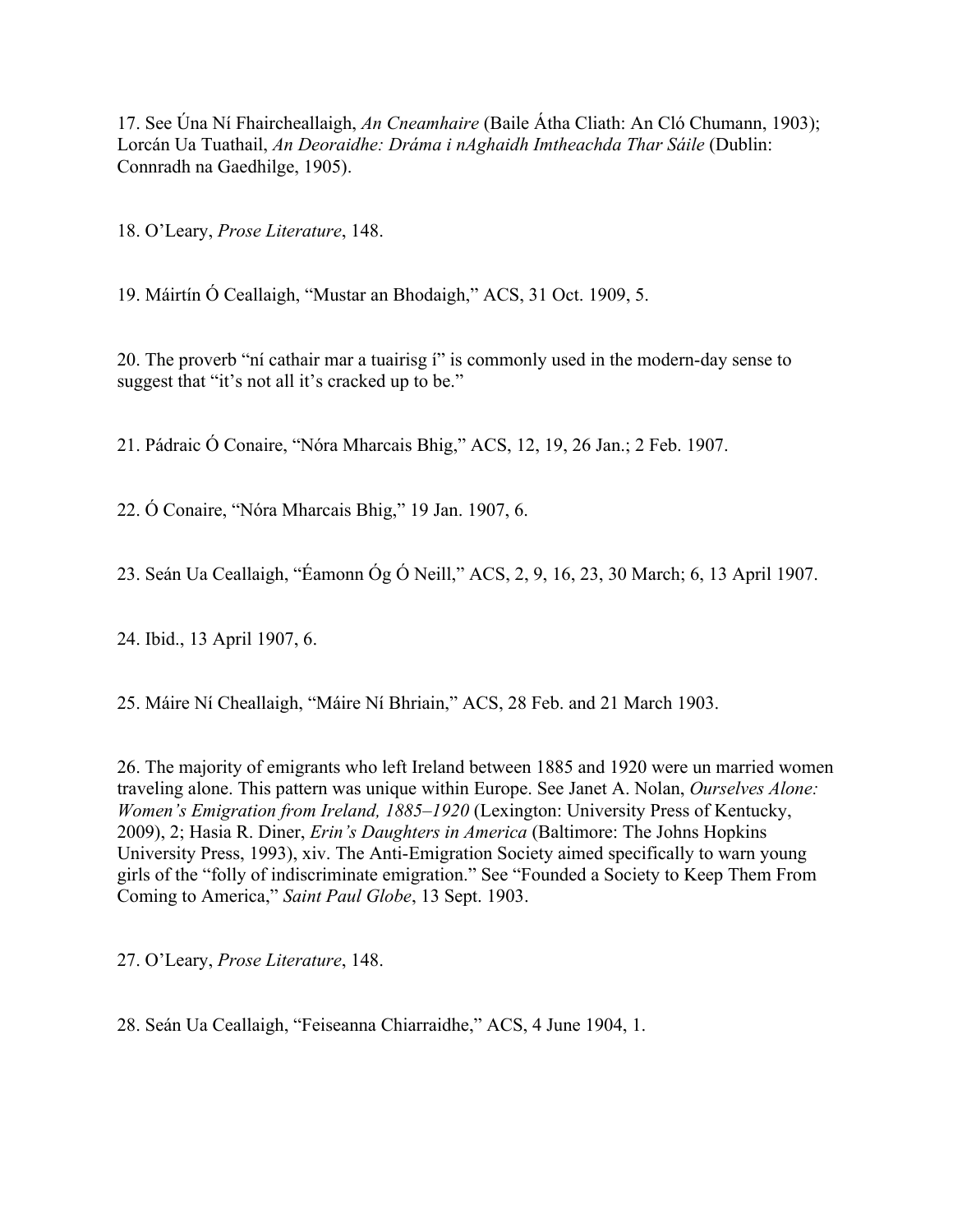17. See Úna Ní Fhaircheallaigh, *An Cneamhaire* (Baile Átha Cliath: An Cló Chumann, 1903); Lorcán Ua Tuathail, *An Deoraidhe: Dráma i nAghaidh Imtheachda Thar Sáile* (Dublin: Connradh na Gaedhilge, 1905).

18. O'Leary, *Prose Literature*, 148.

19. Máirtín Ó Ceallaigh, "Mustar an Bhodaigh," ACS, 31 Oct. 1909, 5.

20. The proverb "ní cathair mar a tuairisg í" is commonly used in the modern-day sense to suggest that "it's not all it's cracked up to be."

21. Pádraic Ó Conaire, "Nóra Mharcais Bhig," ACS, 12, 19, 26 Jan.; 2 Feb. 1907.

22. Ó Conaire, "Nóra Mharcais Bhig," 19 Jan. 1907, 6.

23. Seán Ua Ceallaigh, "Éamonn Óg Ó Neill," ACS, 2, 9, 16, 23, 30 March; 6, 13 April 1907.

24. Ibid., 13 April 1907, 6.

25. Máire Ní Cheallaigh, "Máire Ní Bhriain," ACS, 28 Feb. and 21 March 1903.

26. The majority of emigrants who left Ireland between 1885 and 1920 were un married women traveling alone. This pattern was unique within Europe. See Janet A. Nolan, *Ourselves Alone: Women's Emigration from Ireland, 1885–1920* (Lexington: University Press of Kentucky, 2009), 2; Hasia R. Diner, *Erin's Daughters in America* (Baltimore: The Johns Hopkins University Press, 1993), xiv. The Anti-Emigration Society aimed specifically to warn young girls of the "folly of indiscriminate emigration." See "Founded a Society to Keep Them From Coming to America," *Saint Paul Globe*, 13 Sept. 1903.

27. O'Leary, *Prose Literature*, 148.

28. Seán Ua Ceallaigh, "Feiseanna Chiarraidhe," ACS, 4 June 1904, 1.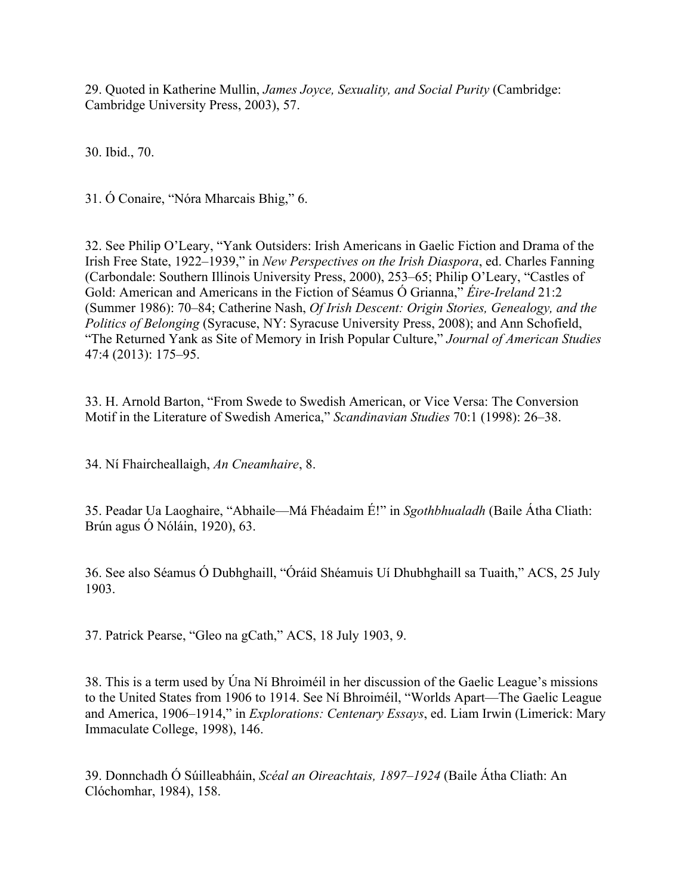29. Quoted in Katherine Mullin, *James Joyce, Sexuality, and Social Purity* (Cambridge: Cambridge University Press, 2003), 57.

30. Ibid., 70.

31. Ó Conaire, "Nóra Mharcais Bhig," 6.

32. See Philip O'Leary, "Yank Outsiders: Irish Americans in Gaelic Fiction and Drama of the Irish Free State, 1922–1939," in *New Perspectives on the Irish Diaspora*, ed. Charles Fanning (Carbondale: Southern Illinois University Press, 2000), 253–65; Philip O'Leary, "Castles of Gold: American and Americans in the Fiction of Séamus Ó Grianna," *Éire-Ireland* 21:2 (Summer 1986): 70–84; Catherine Nash, *Of Irish Descent: Origin Stories, Genealogy, and the Politics of Belonging* (Syracuse, NY: Syracuse University Press, 2008); and Ann Schofield, "The Returned Yank as Site of Memory in Irish Popular Culture," *Journal of American Studies* 47:4 (2013): 175–95.

33. H. Arnold Barton, "From Swede to Swedish American, or Vice Versa: The Conversion Motif in the Literature of Swedish America," *Scandinavian Studies* 70:1 (1998): 26–38.

34. Ní Fhaircheallaigh, *An Cneamhaire*, 8.

35. Peadar Ua Laoghaire, "Abhaile—Má Fhéadaim É!" in *Sgothbhualadh* (Baile Átha Cliath: Brún agus Ó Nóláin, 1920), 63.

36. See also Séamus Ó Dubhghaill, "Óráid Shéamuis Uí Dhubhghaill sa Tuaith," ACS, 25 July 1903.

37. Patrick Pearse, "Gleo na gCath," ACS, 18 July 1903, 9.

38. This is a term used by Úna Ní Bhroiméil in her discussion of the Gaelic League's missions to the United States from 1906 to 1914. See Ní Bhroiméil, "Worlds Apart—The Gaelic League and America, 1906–1914," in *Explorations: Centenary Essays*, ed. Liam Irwin (Limerick: Mary Immaculate College, 1998), 146.

39. Donnchadh Ó Súilleabháin, *Scéal an Oireachtais, 1897–1924* (Baile Átha Cliath: An Clóchomhar, 1984), 158.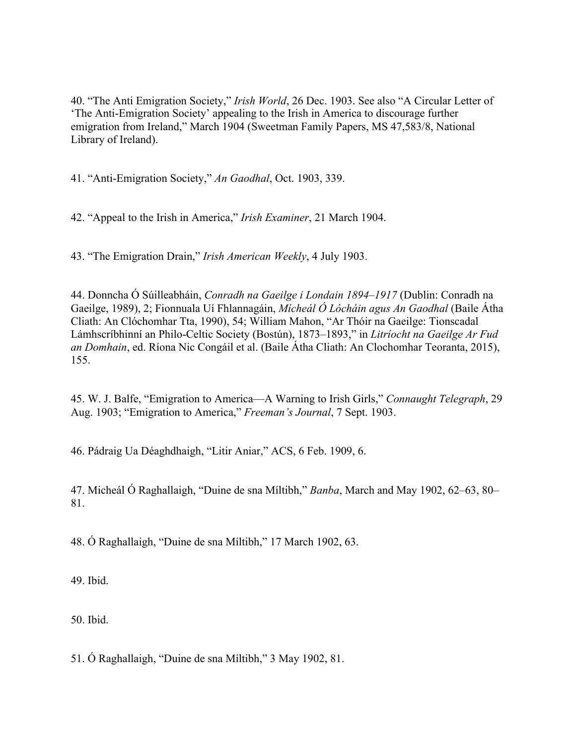40. “The Anti Emigration Society,” *Irish World*, 26 Dec. 1903. See also “A Circular Letter of ‘The Anti-Emigration Society’ appealing to the Irish in America to discourage further emigration from Ireland,” March 1904 (Sweetman Family Papers, MS 47,583/8, National Library of Ireland).

41. “Anti-Emigration Society,” *An Gaodhal*, Oct. 1903, 339.

42. “Appeal to the Irish in America,” *Irish Examiner*, 21 March 1904.

43. “The Emigration Drain,” *Irish American Weekly*, 4 July 1903.

44. Donncha Ó Súilleabháin, *Conradh na Gaeilge i Londain 1894–1917* (Dublin: Conradh na Gaeilge, 1989), 2; Fionnuala Uí Fhlannagáin, *Mícheál Ó Lócháin agus An Gaodhal* (Baile Átha Cliath: An Clóchomhar Tta, 1990), 54; William Mahon, “Ar Thóir na Gaeilge: Tionscadal Lámhscríbhinní an Philo-Celtic Society (Bostún), 1873–1893,” in *Litríocht na Gaeilge Ar Fud an Domhain*, ed. Ríona Nic Congáil et al. (Baile Átha Cliath: An Clochomhar Teoranta, 2015), 155.

45. W. J. Balfe, “Emigration to America—A Warning to Irish Girls,” *Connaught Telegraph*, 29 Aug. 1903; “Emigration to America,” *Freeman’s Journal*, 7 Sept. 1903.

46. Pádraig Ua Déaghdhaigh, “Litir Aniar,” ACS, 6 Feb. 1909, 6.

47. Micheál Ó Raghallaigh, “Duine de sna Míltibh,” *Banba*, March and May 1902, 62–63, 80–81.

48. Ó Raghallaigh, “Duine de sna Míltibh,” 17 March 1902, 63.

49. Ibid.

50. Ibid.

51. Ó Raghallaigh, “Duine de sna Míltibh,” 3 May 1902, 81.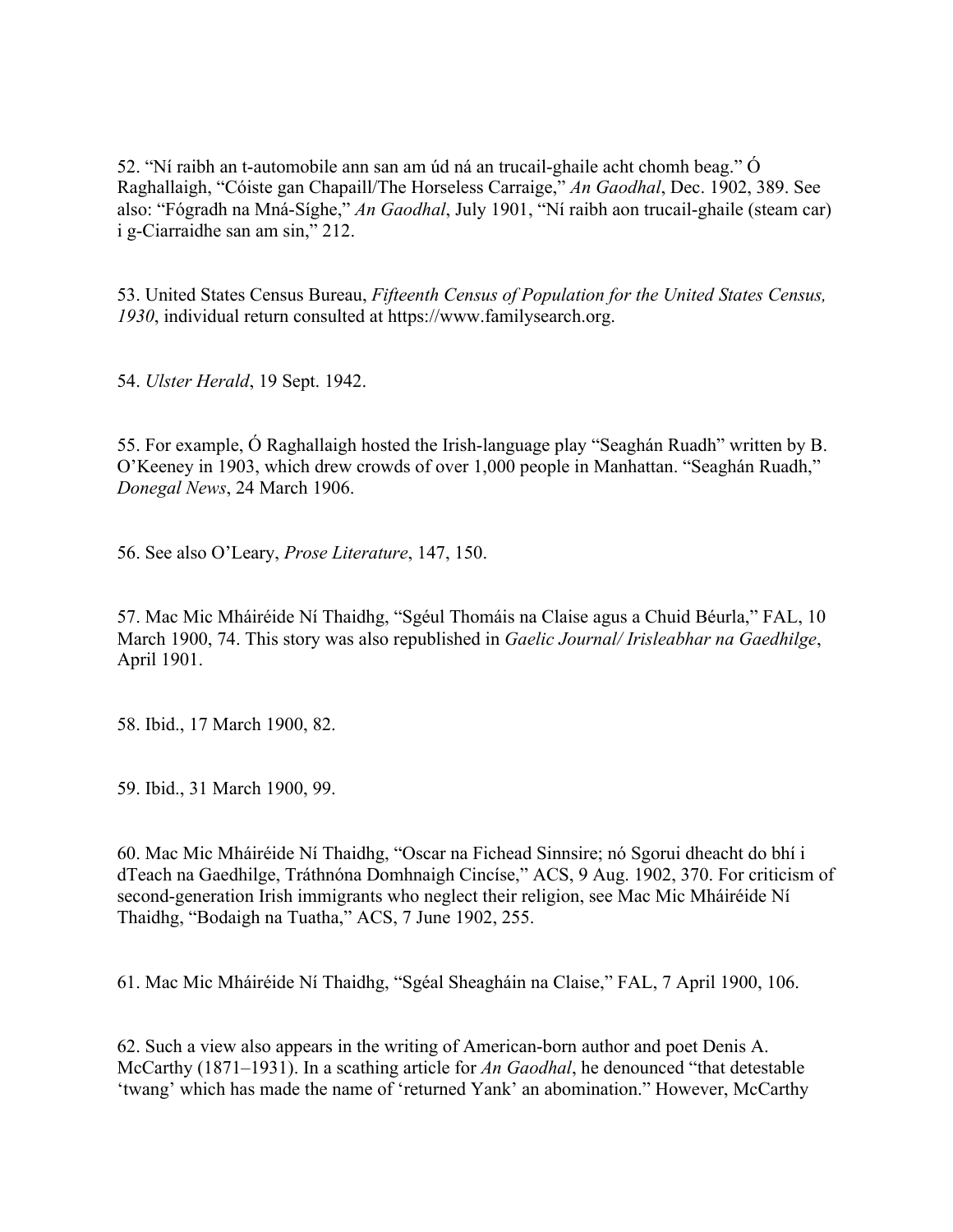52. "Ní raibh an t-automobile ann san am úd ná an trucail-ghaile acht chomh beag." Ó Raghallaigh, "Cóiste gan Chapaill/The Horseless Carraige," *An Gaodhal*, Dec. 1902, 389. See also: "Fógradh na Mná-Síghe," *An Gaodhal*, July 1901, "Ní raibh aon trucail-ghaile (steam car) i g-Ciarraidhe san am sin," 212.

53. United States Census Bureau, *Fifteenth Census of Population for the United States Census, 1930*, individual return consulted at https://www.familysearch.org.

54. *Ulster Herald*, 19 Sept. 1942.

55. For example, Ó Raghallaigh hosted the Irish-language play "Seaghán Ruadh" written by B. O'Keeney in 1903, which drew crowds of over 1,000 people in Manhattan. "Seaghán Ruadh," *Donegal News*, 24 March 1906.

56. See also O'Leary, *Prose Literature*, 147, 150.

57. Mac Mic Mháiréide Ní Thaidhg, "Sgéul Thomáis na Claise agus a Chuid Béurla," FAL, 10 March 1900, 74. This story was also republished in *Gaelic Journal/ Irisleabhar na Gaedhilge*, April 1901.

58. Ibid., 17 March 1900, 82.

59. Ibid., 31 March 1900, 99.

60. Mac Mic Mháiréide Ní Thaidhg, "Oscar na Fichead Sinnsire; nó Sgorui dheacht do bhí i dTeach na Gaedhilge, Tráthnóna Domhnaigh Cincíse," ACS, 9 Aug. 1902, 370. For criticism of second-generation Irish immigrants who neglect their religion, see Mac Mic Mháiréide Ní Thaidhg, "Bodaigh na Tuatha," ACS, 7 June 1902, 255.

61. Mac Mic Mháiréide Ní Thaidhg, "Sgéal Sheagháin na Claise," FAL, 7 April 1900, 106.

62. Such a view also appears in the writing of American-born author and poet Denis A. McCarthy (1871–1931). In a scathing article for *An Gaodhal*, he denounced "that detestable 'twang' which has made the name of 'returned Yank' an abomination." However, McCarthy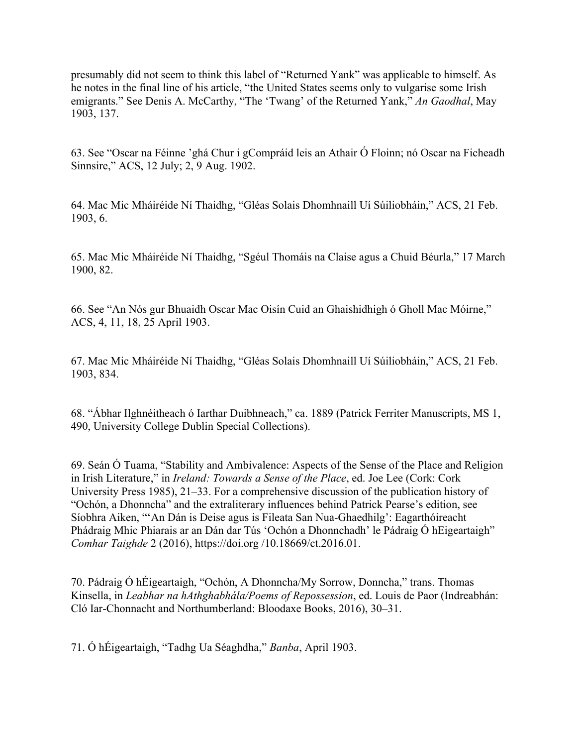presumably did not seem to think this label of "Returned Yank" was applicable to himself. As he notes in the final line of his article, "the United States seems only to vulgarise some Irish emigrants." See Denis A. McCarthy, "The 'Twang' of the Returned Yank," *An Gaodhal*, May 1903, 137.

63. See "Oscar na Féinne 'ghá Chur i gCompráid leis an Athair Ó Floinn; nó Oscar na Ficheadh Sinnsire," ACS, 12 July; 2, 9 Aug. 1902.

64. Mac Mic Mháiréide Ní Thaidhg, "Gléas Solais Dhomhnaill Uí Súiliobháin," ACS, 21 Feb. 1903, 6.

65. Mac Mic Mháiréide Ní Thaidhg, "Sgéul Thomáis na Claise agus a Chuid Béurla," 17 March 1900, 82.

66. See "An Nós gur Bhuaidh Oscar Mac Oisín Cuid an Ghaishidhigh ó Gholl Mac Móirne," ACS, 4, 11, 18, 25 April 1903.

67. Mac Mic Mháiréide Ní Thaidhg, "Gléas Solais Dhomhnaill Uí Súiliobháin," ACS, 21 Feb. 1903, 834.

68. "Ábhar Ilghnéitheach ó Iarthar Duibhneach," ca. 1889 (Patrick Ferriter Manuscripts, MS 1, 490, University College Dublin Special Collections).

69. Seán Ó Tuama, "Stability and Ambivalence: Aspects of the Sense of the Place and Religion in Irish Literature," in *Ireland: Towards a Sense of the Place*, ed. Joe Lee (Cork: Cork University Press 1985), 21–33. For a comprehensive discussion of the publication history of "Ochón, a Dhonncha" and the extraliterary influences behind Patrick Pearse's edition, see Síobhra Aiken, "'An Dán is Deise agus is Fileata San Nua-Ghaedhilg': Eagarthóireacht Phádraig Mhic Phiarais ar an Dán dar Tús 'Ochón a Dhonnchadh' le Pádraig Ó hEigeartaigh" *Comhar Taighde* 2 (2016), https://doi.org /10.18669/ct.2016.01.

70. Pádraig Ó hÉigeartaigh, "Ochón, A Dhonncha/My Sorrow, Donncha," trans. Thomas Kinsella, in *Leabhar na hAthghabhála/Poems of Repossession*, ed. Louis de Paor (Indreabhán: Cló Iar-Chonnacht and Northumberland: Bloodaxe Books, 2016), 30–31.

71. Ó hÉigeartaigh, "Tadhg Ua Séaghdha," *Banba*, April 1903.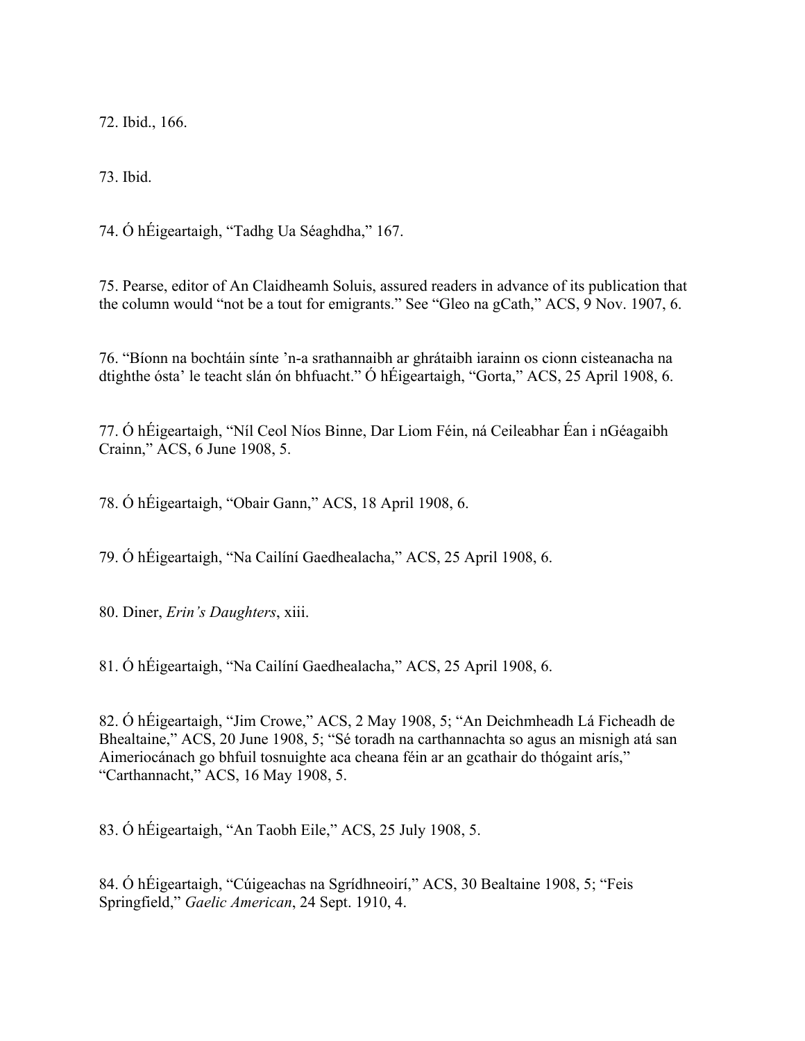72. Ibid., 166.

73. Ibid.

74. Ó hÉigeartaigh, "Tadhg Ua Séaghdha," 167.

75. Pearse, editor of An Claidheamh Soluis, assured readers in advance of its publication that the column would "not be a tout for emigrants." See "Gleo na gCath," ACS, 9 Nov. 1907, 6.

76. "Bíonn na bochtáin sínte 'n-a srathannaibh ar ghrátaibh iarainn os cionn cisteanacha na dtighthe ósta' le teacht slán ón bhfuacht." Ó hÉigeartaigh, "Gorta," ACS, 25 April 1908, 6.

77. Ó hÉigeartaigh, "Níl Ceol Níos Binne, Dar Liom Féin, ná Ceileabhar Éan i nGéagaibh Crainn," ACS, 6 June 1908, 5.

78. Ó hÉigeartaigh, "Obair Gann," ACS, 18 April 1908, 6.

79. Ó hÉigeartaigh, "Na Cailíní Gaedhealacha," ACS, 25 April 1908, 6.

80. Diner, *Erin's Daughters*, xiii.

81. Ó hÉigeartaigh, "Na Cailíní Gaedhealacha," ACS, 25 April 1908, 6.

82. Ó hÉigeartaigh, "Jim Crowe," ACS, 2 May 1908, 5; "An Deichmheadh Lá Ficheadh de Bhealtaine," ACS, 20 June 1908, 5; "Sé toradh na carthannachta so agus an misnigh atá san Aimeriocánach go bhfuil tosnuighte aca cheana féin ar an gcathair do thógaint arís," "Carthannacht," ACS, 16 May 1908, 5.

83. Ó hÉigeartaigh, "An Taobh Eile," ACS, 25 July 1908, 5.

84. Ó hÉigeartaigh, "Cúigeachas na Sgrídhneoirí," ACS, 30 Bealtaine 1908, 5; "Feis Springfield," *Gaelic American*, 24 Sept. 1910, 4.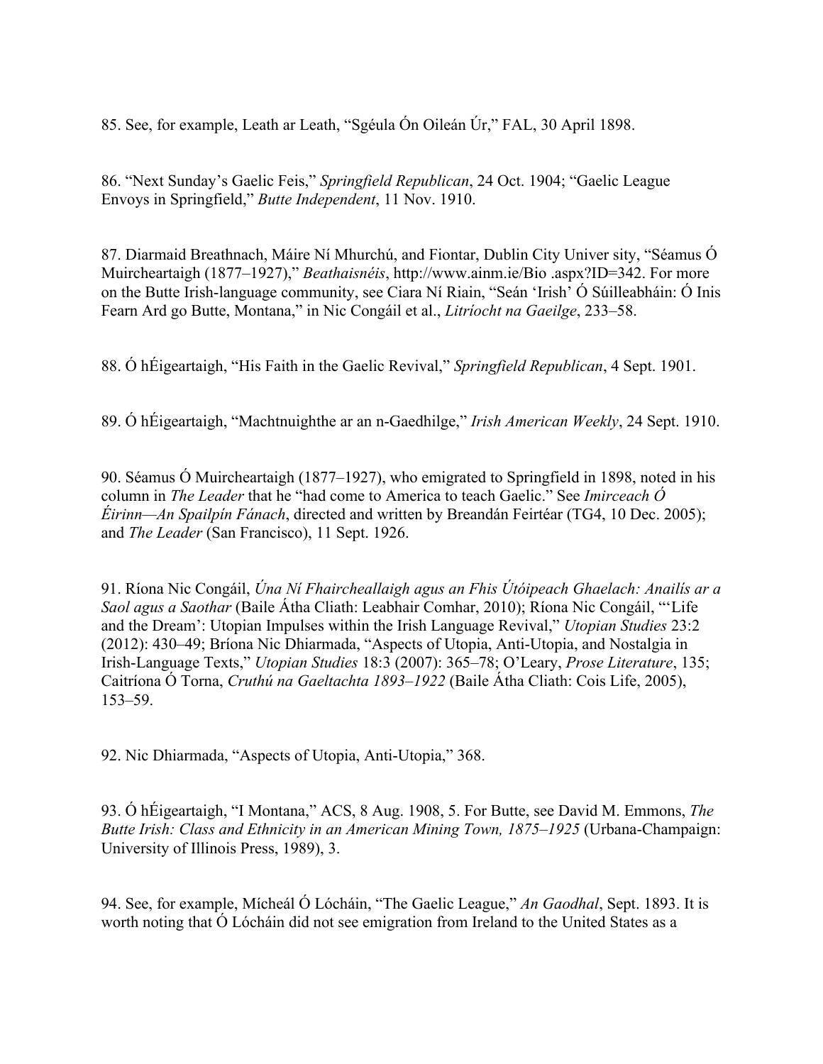85. See, for example, Leath ar Leath, "Sgéula Ón Oileán Úr," FAL, 30 April 1898.

86. "Next Sunday's Gaelic Feis," *Springfield Republican*, 24 Oct. 1904; "Gaelic League Envoys in Springfield," *Butte Independent*, 11 Nov. 1910.

87. Diarmaid Breathnach, Máire Ní Mhurchú, and Fiontar, Dublin City Univer sity, "Séamus Ó Muircheartaigh (1877–1927)," *Beathaisnéis*, http://www.ainm.ie/Bio .aspx?ID=342. For more on the Butte Irish-language community, see Ciara Ní Riain, "Seán 'Irish' Ó Súilleabháin: Ó Inis Fearn Ard go Butte, Montana," in Nic Congáil et al., *Litríocht na Gaeilge*, 233–58.

88. Ó hÉigeartaigh, "His Faith in the Gaelic Revival," *Springfield Republican*, 4 Sept. 1901.

89. Ó hÉigeartaigh, "Machtnuighthe ar an n-Gaedhilge," *Irish American Weekly*, 24 Sept. 1910.

90. Séamus Ó Muircheartaigh (1877–1927), who emigrated to Springfield in 1898, noted in his column in *The Leader* that he "had come to America to teach Gaelic." See *Imirceach Ó Éirinn—An Spailpín Fánach*, directed and written by Breandán Feirtéar (TG4, 10 Dec. 2005); and *The Leader* (San Francisco), 11 Sept. 1926.

91. Ríona Nic Congáil, *Úna Ní Fhaircheallaigh agus an Fhis Útóipeach Ghaelach: Anailís ar a Saol agus a Saothar* (Baile Átha Cliath: Leabhair Comhar, 2010); Ríona Nic Congáil, "'Life and the Dream': Utopian Impulses within the Irish Language Revival," *Utopian Studies* 23:2 (2012): 430–49; Bríona Nic Dhiarmada, "Aspects of Utopia, Anti-Utopia, and Nostalgia in Irish-Language Texts," *Utopian Studies* 18:3 (2007): 365–78; O'Leary, *Prose Literature*, 135; Caitríona Ó Torna, *Cruthú na Gaeltachta 1893–1922* (Baile Átha Cliath: Cois Life, 2005), 153–59.

92. Nic Dhiarmada, "Aspects of Utopia, Anti-Utopia," 368.

93. Ó hÉigeartaigh, "I Montana," ACS, 8 Aug. 1908, 5. For Butte, see David M. Emmons, *The Butte Irish: Class and Ethnicity in an American Mining Town, 1875–1925* (Urbana-Champaign: University of Illinois Press, 1989), 3.

94. See, for example, Mícheál Ó Lócháin, "The Gaelic League," *An Gaodhal*, Sept. 1893. It is worth noting that Ó Lócháin did not see emigration from Ireland to the United States as a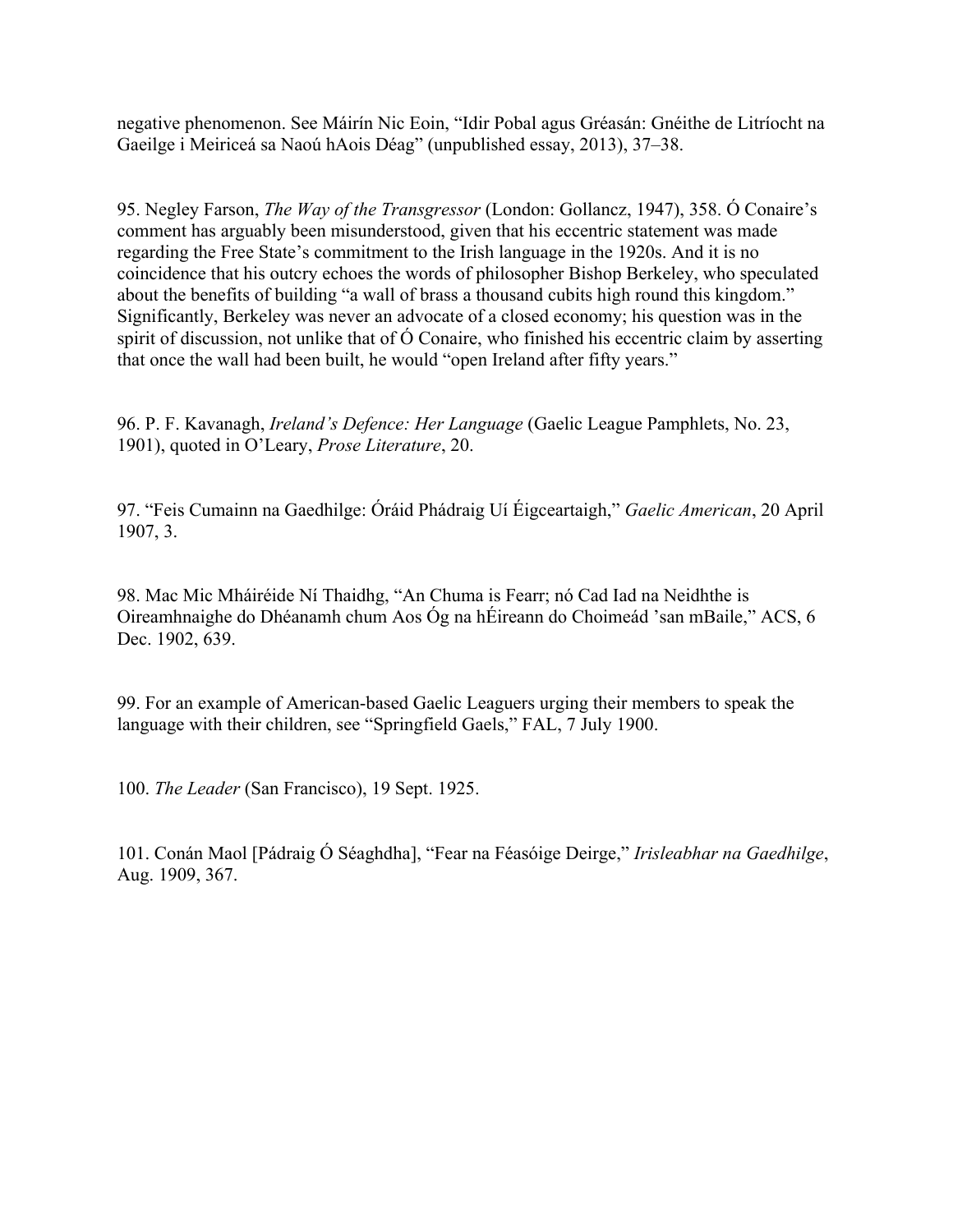negative phenomenon. See Máirín Nic Eoin, “Idir Pobal agus Gréasán: Gnéithe de Litríocht na Gaeilge i Meiriceá sa Naoú hAois Déag” (unpublished essay, 2013), 37–38.

95. Negley Farson, *The Way of the Transgressor* (London: Gollancz, 1947), 358. Ó Conaire’s comment has arguably been misunderstood, given that his eccentric statement was made regarding the Free State’s commitment to the Irish language in the 1920s. And it is no coincidence that his outcry echoes the words of philosopher Bishop Berkeley, who speculated about the benefits of building “a wall of brass a thousand cubits high round this kingdom.” Significantly, Berkeley was never an advocate of a closed economy; his question was in the spirit of discussion, not unlike that of Ó Conaire, who finished his eccentric claim by asserting that once the wall had been built, he would “open Ireland after fifty years.”

96. P. F. Kavanagh, *Ireland’s Defence: Her Language* (Gaelic League Pamphlets, No. 23, 1901), quoted in O’Leary, *Prose Literature*, 20.

97. “Feis Cumainn na Gaedhilge: Óráid Phádraig Uí Éigceartaigh,” *Gaelic American*, 20 April 1907, 3.

98. Mac Mic Mháiréide Ní Thaidhg, “An Chuma is Fearr; nó Cad Iad na Neidhthe is Oireamhnaighe do Dhéanamh chum Aos Óg na hÉireann do Choimeád ’san mBaile,” ACS, 6 Dec. 1902, 639.

99. For an example of American-based Gaelic Leaguers urging their members to speak the language with their children, see “Springfield Gaels,” FAL, 7 July 1900.

100. *The Leader* (San Francisco), 19 Sept. 1925.

101. Conán Maol [Pádraig Ó Séaghdha], “Fear na Féasóige Deirge,” *Irisleabhar na Gaedhilge*, Aug. 1909, 367.